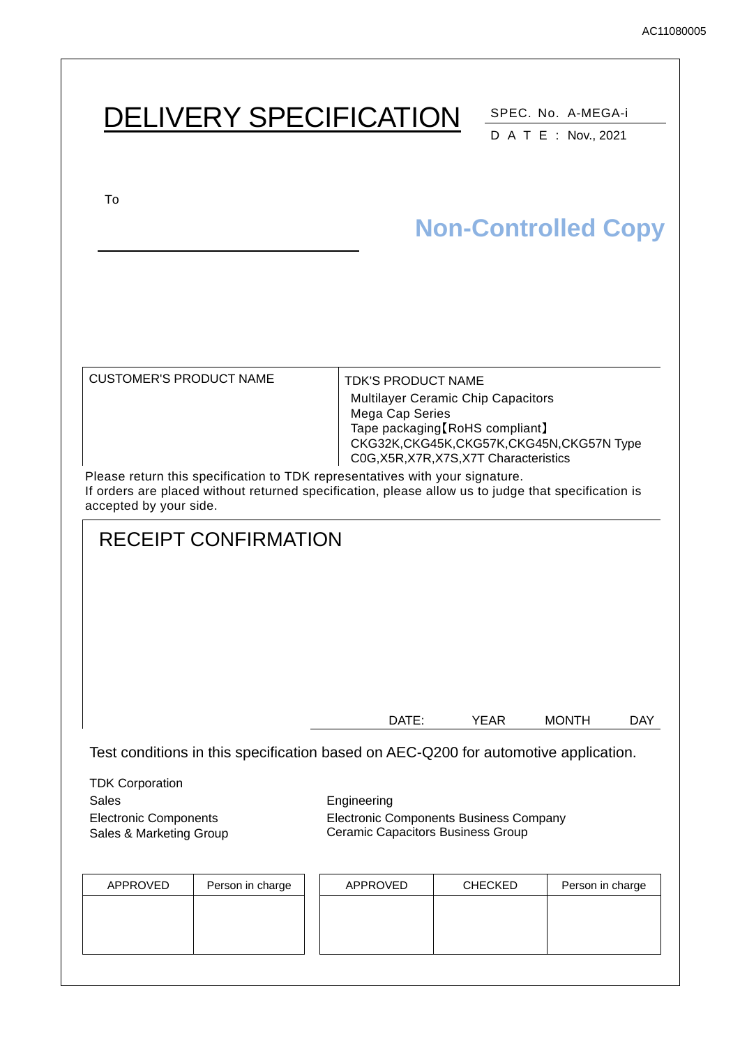AC11080005

# DELIVERY SPECIFICATION

SPEC. No. A-MEGA-i

D A T E : Nov., 2021

To

Non-Controlled Copy

| CUSTOMER'S PRODUCT NAME | TDK'S PRODUCT NAME |
|---|---|
| | Multilayer Ceramic Chip Capacitors<br>Mega Cap Series<br>Tape packaging【RoHS compliant】<br>CKG32K,CKG45K,CKG57K,CKG45N,CKG57N Type<br>C0G,X5R,X7R,X7S,X7T Characteristics |

Please return this specification to TDK representatives with your signature.
If orders are placed without returned specification, please allow us to judge that specification is accepted by your side.

## RECEIPT CONFIRMATION

DATE: YEAR MONTH DAY

Test conditions in this specification based on AEC-Q200 for automotive application.

TDK Corporation

Sales
Electronic Components
Sales & Marketing Group

Engineering
Electronic Components Business Company
Ceramic Capacitors Business Group

| APPROVED | Person in charge |
|---|---|
| | |

| APPROVED | CHECKED | Person in charge |
|---|---|---|
| | | |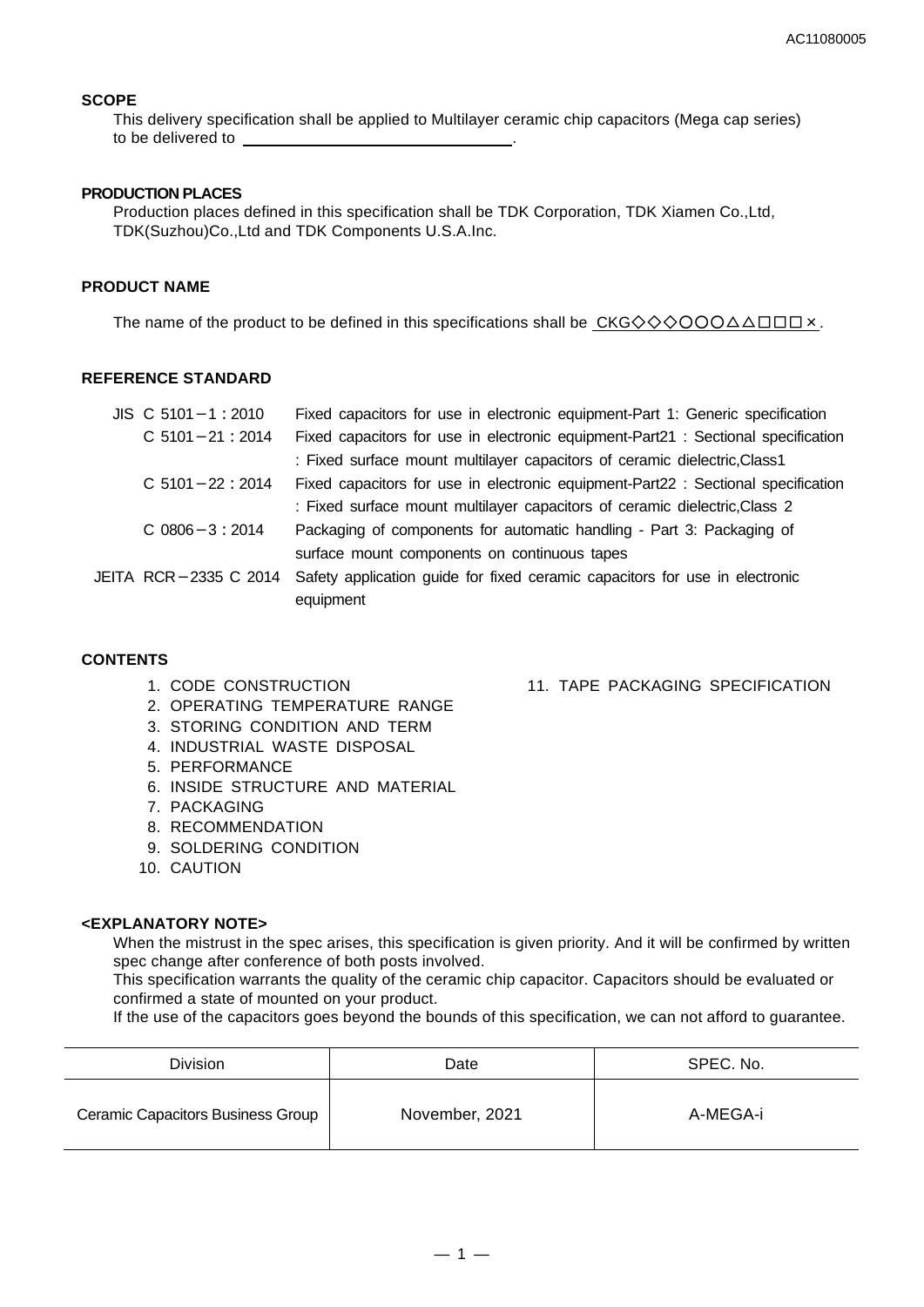AC11080005

## SCOPE

This delivery specification shall be applied to Multilayer ceramic chip capacitors (Mega cap series) to be delivered to ______________________.

## PRODUCTION PLACES

Production places defined in this specification shall be TDK Corporation, TDK Xiamen Co.,Ltd, TDK(Suzhou)Co.,Ltd and TDK Components U.S.A.Inc.

## PRODUCT NAME

The name of the product to be defined in this specifications shall be CKG◇◇◇○○○△△□□□×.

## REFERENCE STANDARD

| | |
|---|---|
| JIS C 5101－1：2010 | Fixed capacitors for use in electronic equipment-Part 1: Generic specification |
| C 5101－21：2014 | Fixed capacitors for use in electronic equipment-Part21 : Sectional specification : Fixed surface mount multilayer capacitors of ceramic dielectric,Class1 |
| C 5101－22：2014 | Fixed capacitors for use in electronic equipment-Part22 : Sectional specification : Fixed surface mount multilayer capacitors of ceramic dielectric,Class 2 |
| C 0806－3：2014 | Packaging of components for automatic handling - Part 3: Packaging of surface mount components on continuous tapes |
| JEITA RCR－2335 C 2014 | Safety application guide for fixed ceramic capacitors for use in electronic equipment |

## CONTENTS

1. CODE CONSTRUCTION
2. OPERATING TEMPERATURE RANGE
3. STORING CONDITION AND TERM
4. INDUSTRIAL WASTE DISPOSAL
5. PERFORMANCE
6. INSIDE STRUCTURE AND MATERIAL
7. PACKAGING
8. RECOMMENDATION
9. SOLDERING CONDITION
10. CAUTION
11. TAPE PACKAGING SPECIFICATION

## <EXPLANATORY NOTE>

When the mistrust in the spec arises, this specification is given priority. And it will be confirmed by written spec change after conference of both posts involved.
This specification warrants the quality of the ceramic chip capacitor. Capacitors should be evaluated or confirmed a state of mounted on your product.
If the use of the capacitors goes beyond the bounds of this specification, we can not afford to guarantee.

| Division | Date | SPEC. No. |
|---|---|---|
| Ceramic Capacitors Business Group | November, 2021 | A-MEGA-i |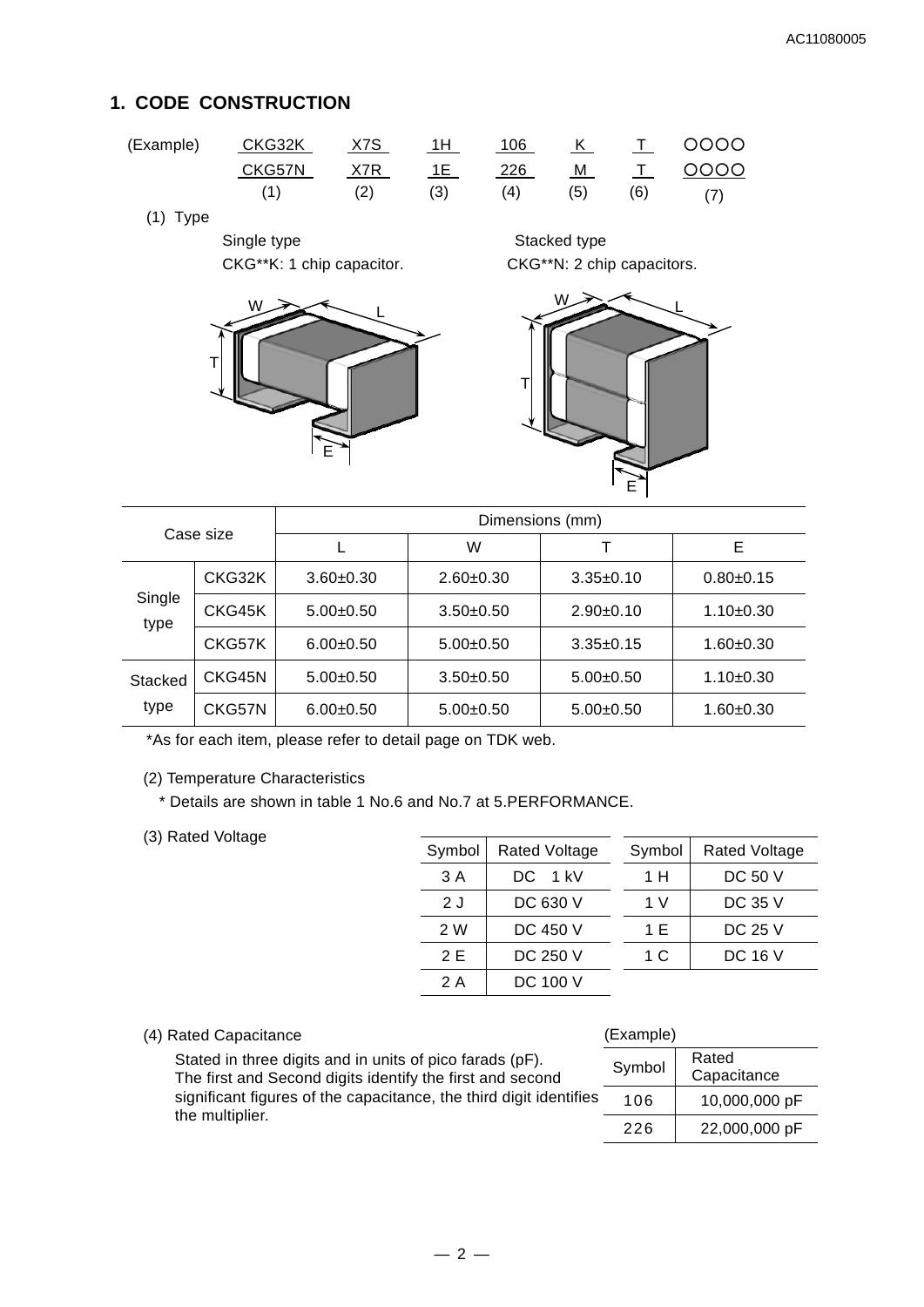## 1. CODE CONSTRUCTION

| (Example) | CKG32K | X7S | 1H | 106 | K | T | OOOO |
|---|---|---|---|---|---|---|---|
| | CKG57N | X7R | 1E | 226 | M | T | OOOO |
| | (1) | (2) | (3) | (4) | (5) | (6) | (7) |

(1) Type

Single type
CKG**K: 1 chip capacitor.

Stacked type
CKG**N: 2 chip capacitors.

| Case size | | Dimensions (mm) | | | |
|---|---|---|---|---|---|
| | | L | W | T | E |
| Single type | CKG32K | 3.60±0.30 | 2.60±0.30 | 3.35±0.10 | 0.80±0.15 |
| | CKG45K | 5.00±0.50 | 3.50±0.50 | 2.90±0.10 | 1.10±0.30 |
| | CKG57K | 6.00±0.50 | 5.00±0.50 | 3.35±0.15 | 1.60±0.30 |
| Stacked type | CKG45N | 5.00±0.50 | 3.50±0.50 | 5.00±0.50 | 1.10±0.30 |
| | CKG57N | 6.00±0.50 | 5.00±0.50 | 5.00±0.50 | 1.60±0.30 |

*As for each item, please refer to detail page on TDK web.

(2) Temperature Characteristics

* Details are shown in table 1 No.6 and No.7 at 5.PERFORMANCE.

(3) Rated Voltage

| Symbol | Rated Voltage |
|---|---|
| 3 A | DC 1 kV |
| 2 J | DC 630 V |
| 2 W | DC 450 V |
| 2 E | DC 250 V |
| 2 A | DC 100 V |

| Symbol | Rated Voltage |
|---|---|
| 1 H | DC 50 V |
| 1 V | DC 35 V |
| 1 E | DC 25 V |
| 1 C | DC 16 V |

(4) Rated Capacitance

Stated in three digits and in units of pico farads (pF). The first and Second digits identify the first and second significant figures of the capacitance, the third digit identifies the multiplier.

(Example)

| Symbol | Rated Capacitance |
|---|---|
| 106 | 10,000,000 pF |
| 226 | 22,000,000 pF |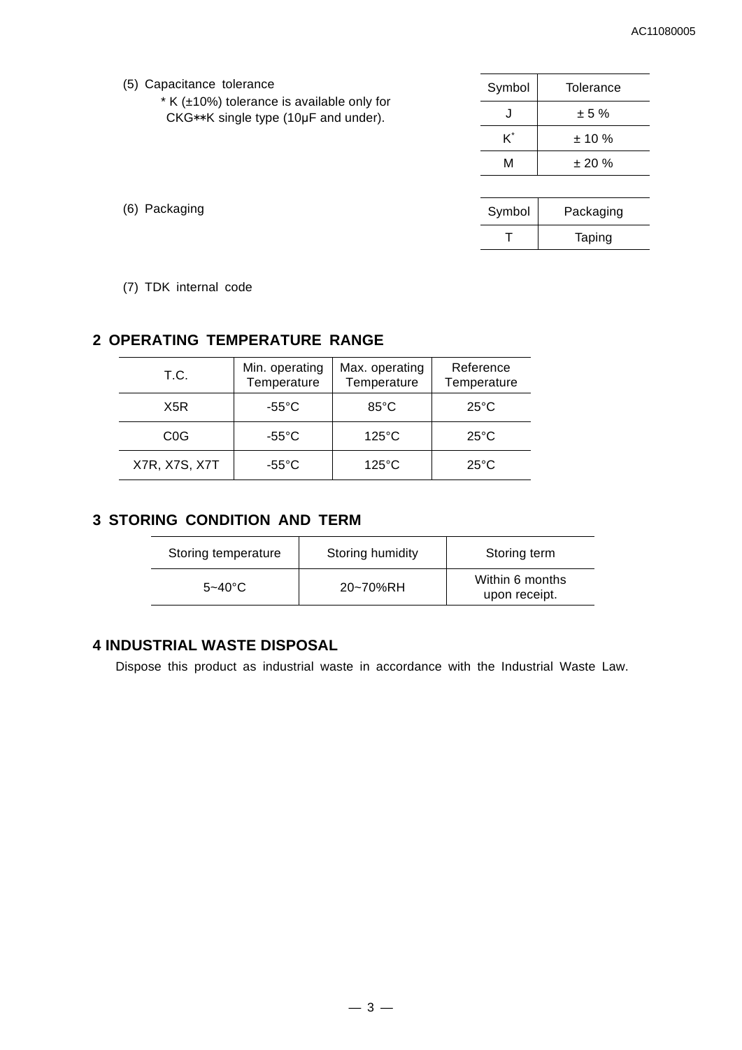(5) Capacitance tolerance

\* K (±10%) tolerance is available only for CKG**K single type (10μF and under).

| Symbol | Tolerance |
|---|---|
| J | ± 5 % |
| K* | ± 10 % |
| M | ± 20 % |

(6) Packaging

| Symbol | Packaging |
|---|---|
| T | Taping |

(7) TDK internal code

## 2 OPERATING TEMPERATURE RANGE

| T.C. | Min. operating Temperature | Max. operating Temperature | Reference Temperature |
|---|---|---|---|
| X5R | -55°C | 85°C | 25°C |
| C0G | -55°C | 125°C | 25°C |
| X7R, X7S, X7T | -55°C | 125°C | 25°C |

## 3 STORING CONDITION AND TERM

| Storing temperature | Storing humidity | Storing term |
|---|---|---|
| 5~40°C | 20~70%RH | Within 6 months upon receipt. |

## 4 INDUSTRIAL WASTE DISPOSAL

Dispose this product as industrial waste in accordance with the Industrial Waste Law.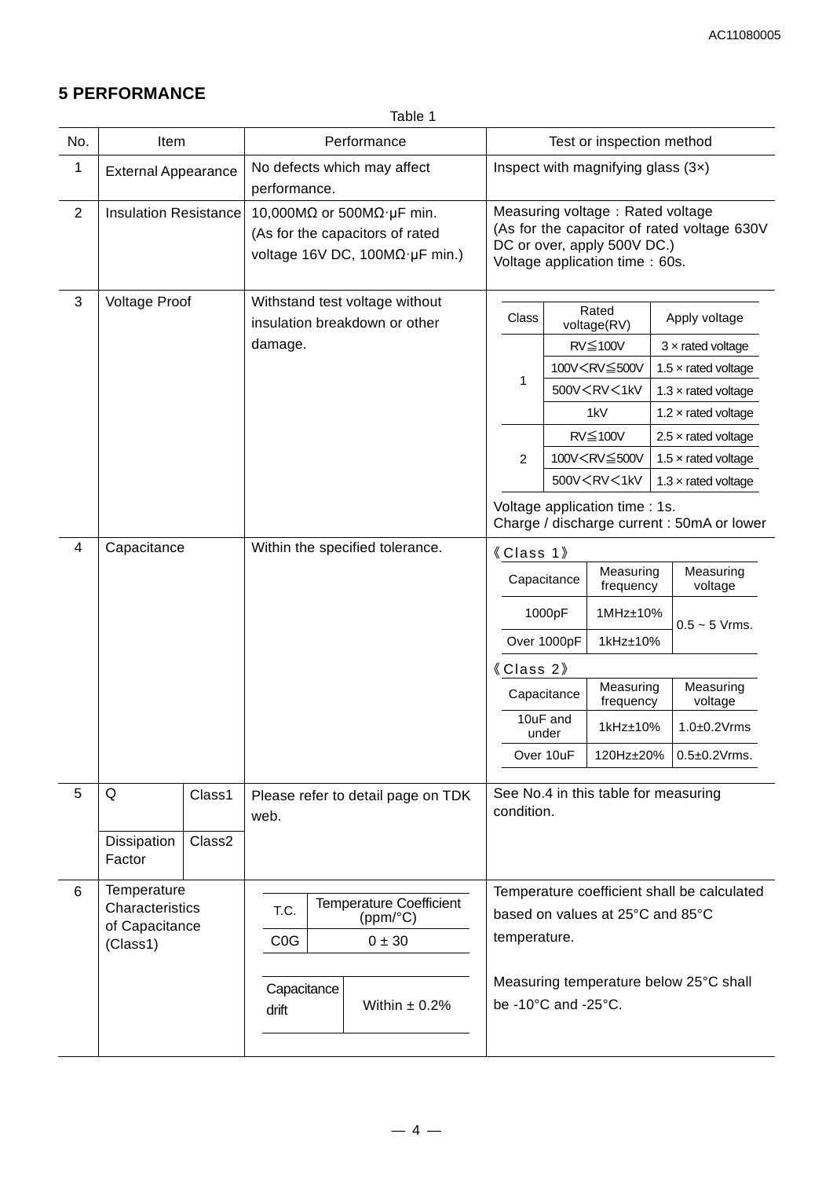## 5 PERFORMANCE

Table 1

| No. | Item | | Performance | Test or inspection method |
|---|---|---|---|---|
| 1 | External Appearance | | No defects which may affect performance. | Inspect with magnifying glass (3×) |
| 2 | Insulation Resistance | | 10,000MΩ or 500MΩ·μF min. (As for the capacitors of rated voltage 16V DC, 100MΩ·μF min.) | Measuring voltage：Rated voltage (As for the capacitor of rated voltage 630V DC or over, apply 500V DC.) Voltage application time：60s. |
| 3 | Voltage Proof | | Withstand test voltage without insulation breakdown or other damage. | Class 1: RV≦100V: 3 × rated voltage; 100V＜RV≦500V: 1.5 × rated voltage; 500V＜RV＜1kV: 1.3 × rated voltage; 1kV: 1.2 × rated voltage. Class 2: RV≦100V: 2.5 × rated voltage; 100V＜RV≦500V: 1.5 × rated voltage; 500V＜RV＜1kV: 1.3 × rated voltage. Voltage application time : 1s. Charge / discharge current : 50mA or lower |
| 4 | Capacitance | | Within the specified tolerance. | 《Class 1》 1000pF: 1MHz±10%, 0.5 ~ 5 Vrms.; Over 1000pF: 1kHz±10%, 0.5 ~ 5 Vrms. 《Class 2》 10uF and under: 1kHz±10%, 1.0±0.2Vrms; Over 10uF: 120Hz±20%, 0.5±0.2Vrms. |
| 5 | Q | Class1 | Please refer to detail page on TDK web. | See No.4 in this table for measuring condition. |
| | Dissipation Factor | Class2 | | |
| 6 | Temperature Characteristics of Capacitance (Class1) | | T.C.: C0G, Temperature Coefficient (ppm/°C): 0 ± 30; Capacitance drift: Within ± 0.2% | Temperature coefficient shall be calculated based on values at 25°C and 85°C temperature. Measuring temperature below 25°C shall be -10°C and -25°C. |

No. 3 Voltage Proof – test voltage:

| Class | Rated voltage(RV) | Apply voltage |
|---|---|---|
| 1 | RV≦100V | 3 × rated voltage |
| | 100V＜RV≦500V | 1.5 × rated voltage |
| | 500V＜RV＜1kV | 1.3 × rated voltage |
| | 1kV | 1.2 × rated voltage |
| 2 | RV≦100V | 2.5 × rated voltage |
| | 100V＜RV≦500V | 1.5 × rated voltage |
| | 500V＜RV＜1kV | 1.3 × rated voltage |

Voltage application time : 1s.
Charge / discharge current : 50mA or lower

No. 4 Capacitance – measuring conditions:

《Class 1》

| Capacitance | Measuring frequency | Measuring voltage |
|---|---|---|
| 1000pF | 1MHz±10% | 0.5 ~ 5 Vrms. |
| Over 1000pF | 1kHz±10% | |

《Class 2》

| Capacitance | Measuring frequency | Measuring voltage |
|---|---|---|
| 10uF and under | 1kHz±10% | 1.0±0.2Vrms |
| Over 10uF | 120Hz±20% | 0.5±0.2Vrms. |

No. 6 Temperature Characteristics of Capacitance (Class1):

| T.C. | Temperature Coefficient (ppm/°C) |
|---|---|
| C0G | 0 ± 30 |

| Capacitance drift | Within ± 0.2% |
|---|---|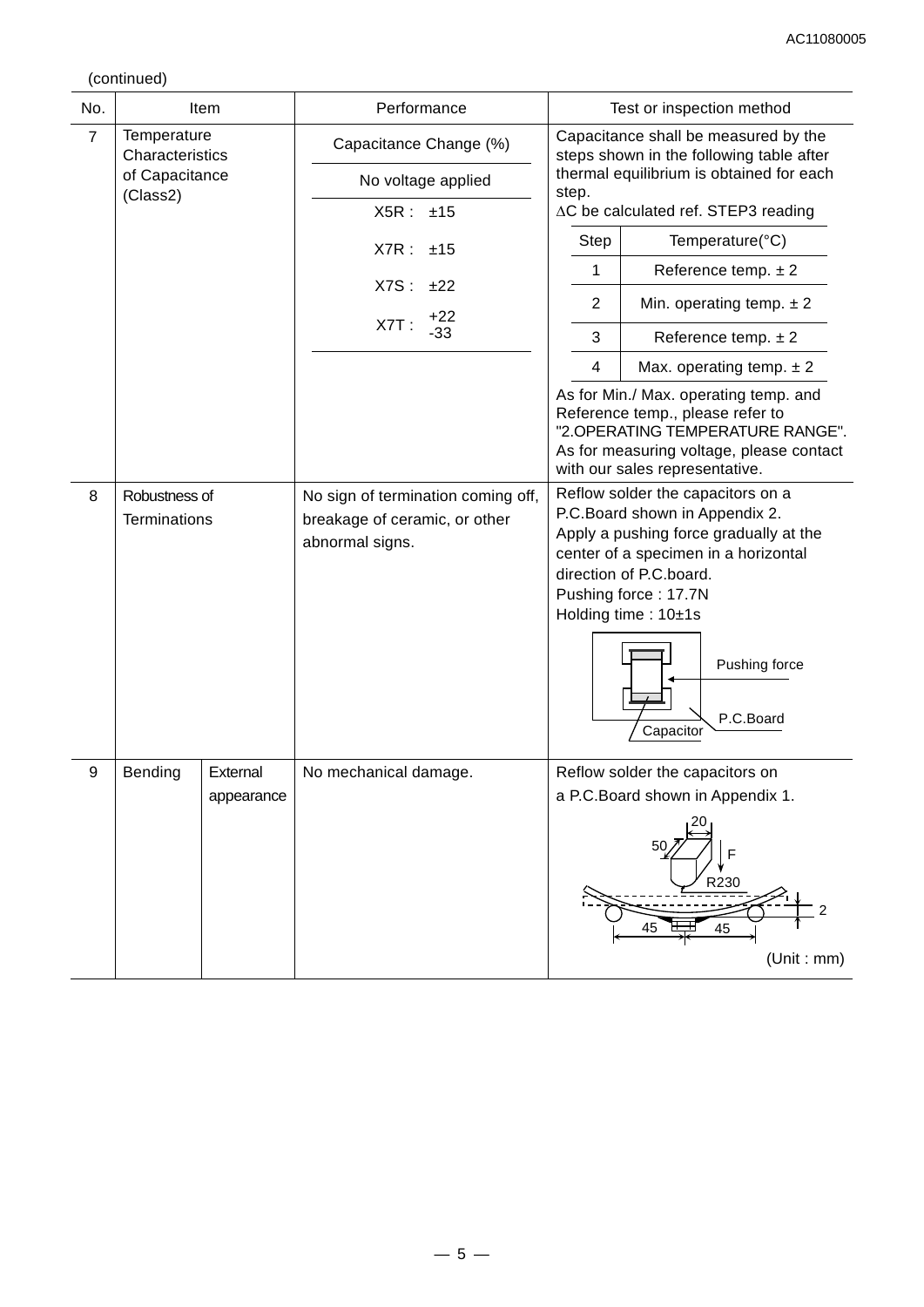(continued)

| No. | Item | | Performance | Test or inspection method |
|---|---|---|---|---|
| 7 | Temperature Characteristics of Capacitance (Class2) | | Capacitance Change (%)<br>No voltage applied<br>X5R : ±15<br>X7R : ±15<br>X7S : ±22<br>X7T : +22 -33 | Capacitance shall be measured by the steps shown in the following table after thermal equilibrium is obtained for each step.<br>ΔC be calculated ref. STEP3 reading<br><br>Step 1: Reference temp. ± 2<br>Step 2: Min. operating temp. ± 2<br>Step 3: Reference temp. ± 2<br>Step 4: Max. operating temp. ± 2<br><br>As for Min./ Max. operating temp. and Reference temp., please refer to "2.OPERATING TEMPERATURE RANGE".<br>As for measuring voltage, please contact with our sales representative. |
| 8 | Robustness of Terminations | | No sign of termination coming off, breakage of ceramic, or other abnormal signs. | Reflow solder the capacitors on a P.C.Board shown in Appendix 2.<br>Apply a pushing force gradually at the center of a specimen in a horizontal direction of P.C.board.<br>Pushing force : 17.7N<br>Holding time : 10±1s<br><br>(Figure labels: Pushing force, P.C.Board, Capacitor) |
| 9 | Bending | External appearance | No mechanical damage. | Reflow solder the capacitors on a P.C.Board shown in Appendix 1.<br><br>(Figure labels: 20, 50, F, R230, 2, 45, 45)<br><br>(Unit : mm) |

Temperature steps for No. 7:

| Step | Temperature(°C) |
|---|---|
| 1 | Reference temp. ± 2 |
| 2 | Min. operating temp. ± 2 |
| 3 | Reference temp. ± 2 |
| 4 | Max. operating temp. ± 2 |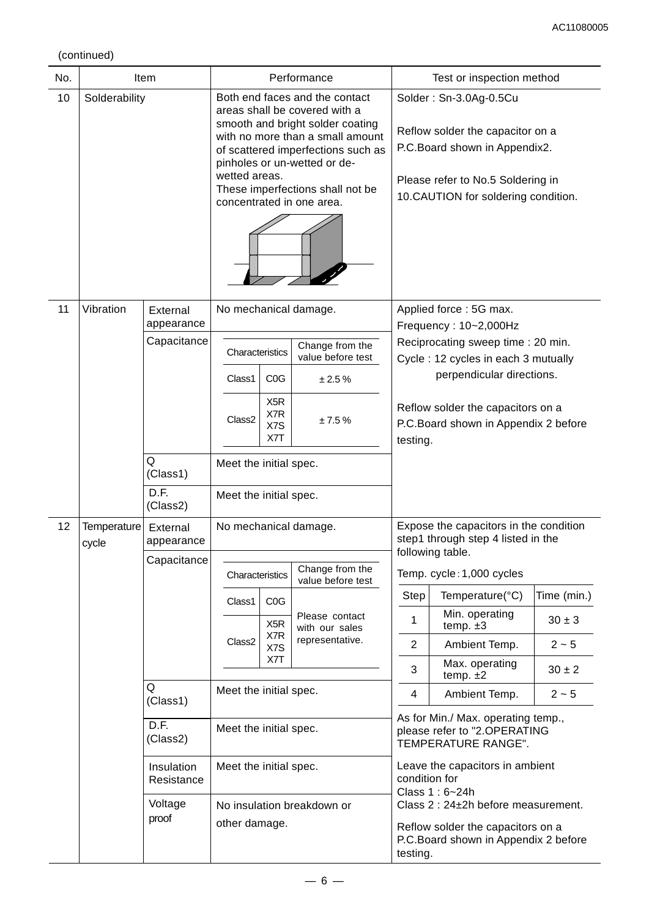(continued)

| No. | Item | | Performance | Test or inspection method |
|---|---|---|---|---|
| 10 | Solderability | | Both end faces and the contact areas shall be covered with a smooth and bright solder coating with no more than a small amount of scattered imperfections such as pinholes or un-wetted or de-wetted areas.<br>These imperfections shall not be concentrated in one area. | Solder : Sn-3.0Ag-0.5Cu<br><br>Reflow solder the capacitor on a P.C.Board shown in Appendix2.<br><br>Please refer to No.5 Soldering in 10.CAUTION for soldering condition. |
| 11 | Vibration | External appearance | No mechanical damage. | Applied force : 5G max.<br>Frequency : 10~2,000Hz<br>Reciprocating sweep time : 20 min.<br>Cycle : 12 cycles in each 3 mutually perpendicular directions.<br><br>Reflow solder the capacitors on a P.C.Board shown in Appendix 2 before testing. |
| | | Capacitance | Characteristics / Change from the value before test:<br>Class1 C0G: ± 2.5 %<br>Class2 X5R, X7R, X7S, X7T: ± 7.5 % | |
| | | Q (Class1) | Meet the initial spec. | |
| | | D.F. (Class2) | Meet the initial spec. | |
| 12 | Temperature cycle | External appearance | No mechanical damage. | Expose the capacitors in the condition step1 through step 4 listed in the following table.<br><br>Temp. cycle：1,000 cycles<br><br>Step 1: Min. operating temp. ±3, Time (min.) 30 ± 3<br>Step 2: Ambient Temp., Time (min.) 2 ~ 5<br>Step 3: Max. operating temp. ±2, Time (min.) 30 ± 2<br>Step 4: Ambient Temp., Time (min.) 2 ~ 5<br><br>As for Min./ Max. operating temp., please refer to "2.OPERATING TEMPERATURE RANGE".<br><br>Leave the capacitors in ambient condition for<br>Class 1 : 6~24h<br>Class 2 : 24±2h before measurement.<br><br>Reflow solder the capacitors on a P.C.Board shown in Appendix 2 before testing. |
| | | Capacitance | Characteristics / Change from the value before test:<br>Class1 C0G, Class2 X5R, X7R, X7S, X7T: Please contact with our sales representative. | |
| | | Q (Class1) | Meet the initial spec. | |
| | | D.F. (Class2) | Meet the initial spec. | |
| | | Insulation Resistance | Meet the initial spec. | |
| | | Voltage proof | No insulation breakdown or other damage. | |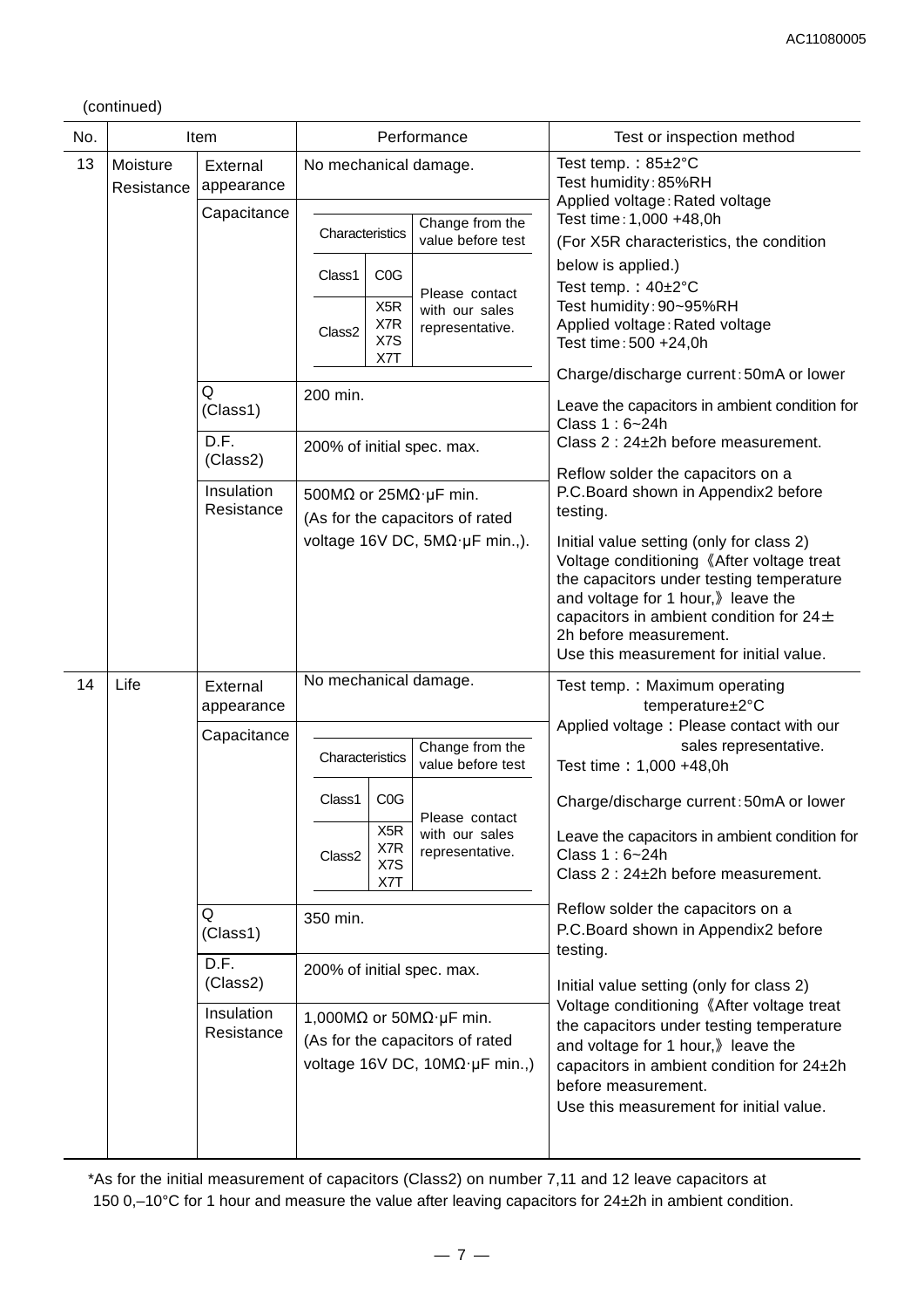(continued)

| No. | Item | | Performance | Test or inspection method |
|---|---|---|---|---|
| 13 | Moisture Resistance | External appearance | No mechanical damage. | Test temp.：85±2°C<br>Test humidity：85%RH<br>Applied voltage：Rated voltage<br>Test time：1,000 +48,0h<br>(For X5R characteristics, the condition below is applied.)<br>Test temp.：40±2°C<br>Test humidity：90~95%RH<br>Applied voltage：Rated voltage<br>Test time：500 +24,0h<br>Charge/discharge current：50mA or lower<br>Leave the capacitors in ambient condition for Class 1 : 6~24h<br>Class 2 : 24±2h before measurement.<br>Reflow solder the capacitors on a P.C.Board shown in Appendix2 before testing.<br>Initial value setting (only for class 2)<br>Voltage conditioning《After voltage treat the capacitors under testing temperature and voltage for 1 hour,》leave the capacitors in ambient condition for 24±2h before measurement.<br>Use this measurement for initial value. |
| | | Capacitance | Characteristics / Change from the value before test:<br>Class1 C0G: Please contact with our sales representative.<br>Class2 X5R X7R X7S X7T: Please contact with our sales representative. | |
| | | Q (Class1) | 200 min. | |
| | | D.F. (Class2) | 200% of initial spec. max. | |
| | | Insulation Resistance | 500MΩ or 25MΩ·μF min.<br>(As for the capacitors of rated voltage 16V DC, 5MΩ·μF min.,). | |
| 14 | Life | External appearance | No mechanical damage. | Test temp.：Maximum operating temperature±2°C<br>Applied voltage：Please contact with our sales representative.<br>Test time：1,000 +48,0h<br>Charge/discharge current：50mA or lower<br>Leave the capacitors in ambient condition for Class 1 : 6~24h<br>Class 2 : 24±2h before measurement.<br>Reflow solder the capacitors on a P.C.Board shown in Appendix2 before testing.<br>Initial value setting (only for class 2)<br>Voltage conditioning《After voltage treat the capacitors under testing temperature and voltage for 1 hour,》leave the capacitors in ambient condition for 24±2h before measurement.<br>Use this measurement for initial value. |
| | | Capacitance | Characteristics / Change from the value before test:<br>Class1 C0G: Please contact with our sales representative.<br>Class2 X5R X7R X7S X7T: Please contact with our sales representative. | |
| | | Q (Class1) | 350 min. | |
| | | D.F. (Class2) | 200% of initial spec. max. | |
| | | Insulation Resistance | 1,000MΩ or 50MΩ·μF min.<br>(As for the capacitors of rated voltage 16V DC, 10MΩ·μF min.,) | |

*As for the initial measurement of capacitors (Class2) on number 7,11 and 12 leave capacitors at 150 0,–10°C for 1 hour and measure the value after leaving capacitors for 24±2h in ambient condition.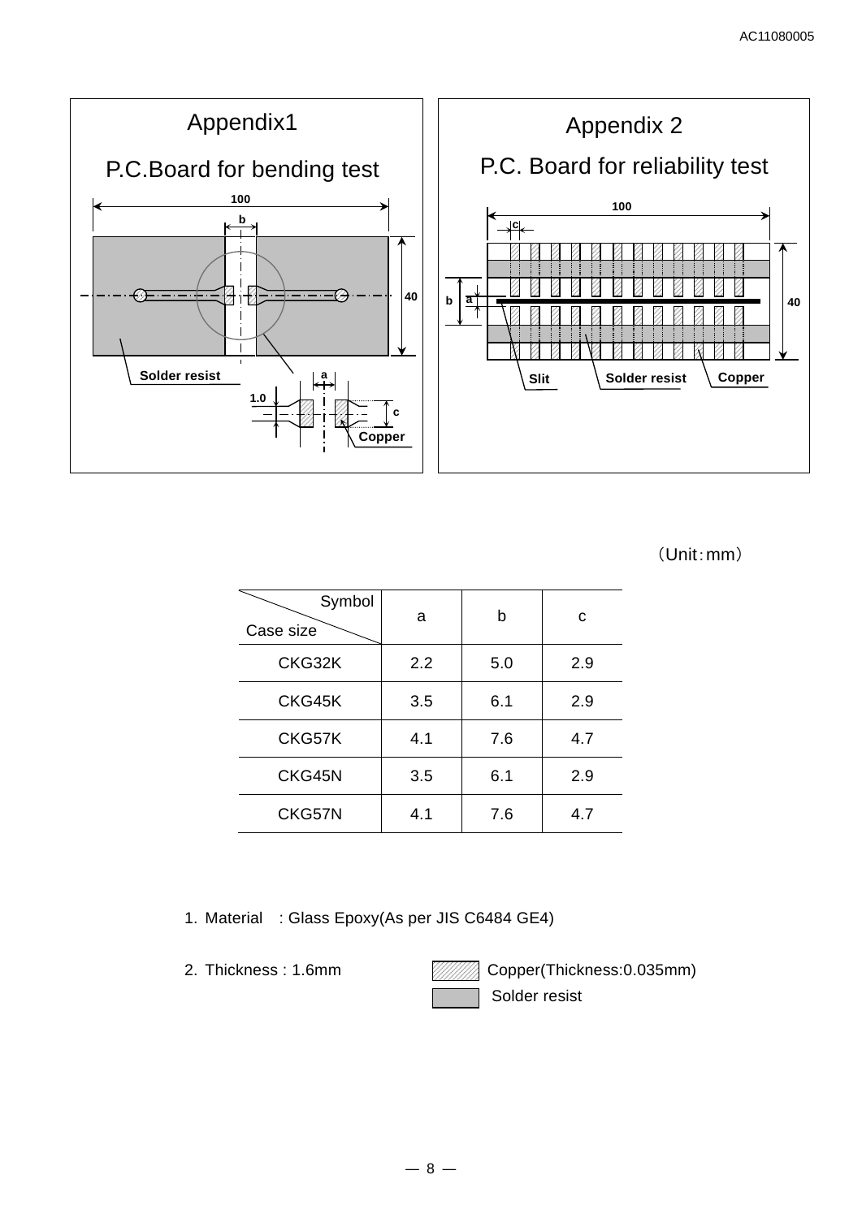## Appendix1

### P.C.Board for bending test

100

b

40

Solder resist

a

1.0

c

Copper

## Appendix 2

### P.C. Board for reliability test

100

c

b

a

40

Slit

Solder resist

Copper

（Unit：mm）

| Symbol / Case size | a | b | c |
|---|---|---|---|
| CKG32K | 2.2 | 5.0 | 2.9 |
| CKG45K | 3.5 | 6.1 | 2.9 |
| CKG57K | 4.1 | 7.6 | 4.7 |
| CKG45N | 3.5 | 6.1 | 2.9 |
| CKG57N | 4.1 | 7.6 | 4.7 |

1. Material : Glass Epoxy(As per JIS C6484 GE4)

2. Thickness : 1.6mm

Copper(Thickness:0.035mm)

Solder resist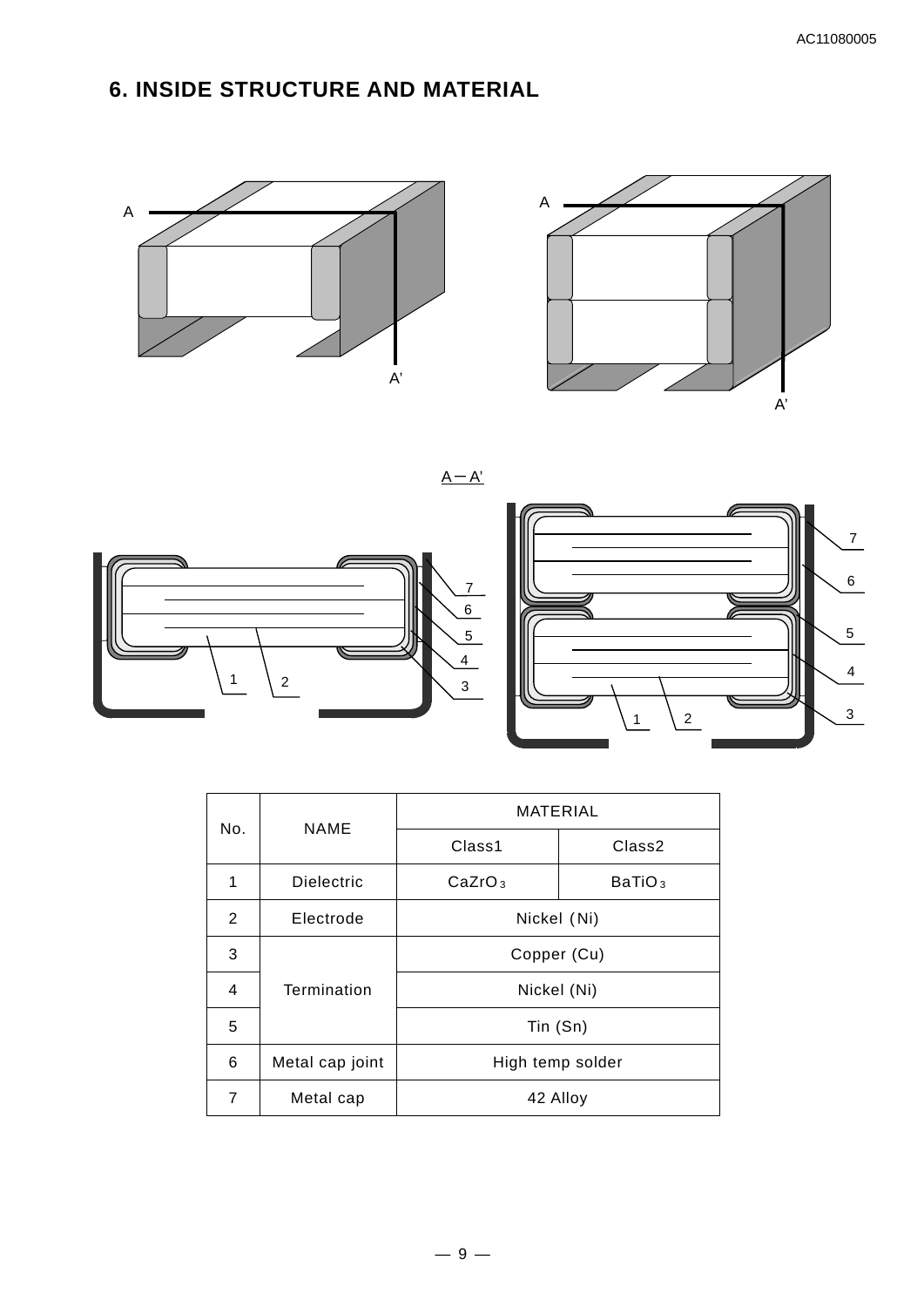## 6. INSIDE STRUCTURE AND MATERIAL

A—A'

| No. | NAME | MATERIAL | |
|---|---|---|---|
| | | Class1 | Class2 |
| 1 | Dielectric | $CaZrO_3$ | $BaTiO_3$ |
| 2 | Electrode | Nickel (Ni) | |
| 3 | Termination | Copper (Cu) | |
| 4 | | Nickel (Ni) | |
| 5 | | Tin (Sn) | |
| 6 | Metal cap joint | High temp solder | |
| 7 | Metal cap | 42 Alloy | |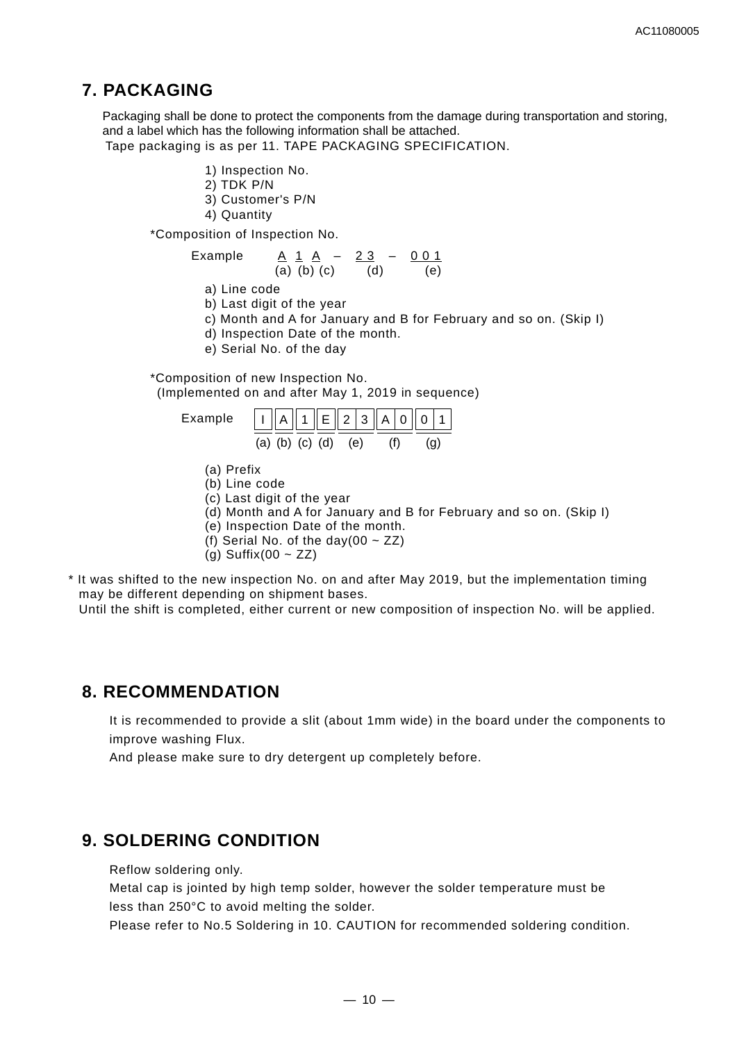## 7. PACKAGING

Packaging shall be done to protect the components from the damage during transportation and storing, and a label which has the following information shall be attached.
Tape packaging is as per 11. TAPE PACKAGING SPECIFICATION.

1) Inspection No.
2) TDK P/N
3) Customer's P/N
4) Quantity

*Composition of Inspection No.

| Example | A | 1 | A | – | 23 | – | 001 |
|---|---|---|---|---|---|---|---|
| | (a) | (b) | (c) | | (d) | | (e) |

a) Line code
b) Last digit of the year
c) Month and A for January and B for February and so on. (Skip I)
d) Inspection Date of the month.
e) Serial No. of the day

*Composition of new Inspection No.
(Implemented on and after May 1, 2019 in sequence)

| Example | I | A | 1 | E | 23 | A0 | 01 |
|---|---|---|---|---|---|---|---|
| | (a) | (b) | (c) | (d) | (e) | (f) | (g) |

(a) Prefix
(b) Line code
(c) Last digit of the year
(d) Month and A for January and B for February and so on. (Skip I)
(e) Inspection Date of the month.
(f) Serial No. of the day(00 ~ ZZ)
(g) Suffix(00 ~ ZZ)

* It was shifted to the new inspection No. on and after May 2019, but the implementation timing may be different depending on shipment bases.
Until the shift is completed, either current or new composition of inspection No. will be applied.

## 8. RECOMMENDATION

It is recommended to provide a slit (about 1mm wide) in the board under the components to improve washing Flux.
And please make sure to dry detergent up completely before.

## 9. SOLDERING CONDITION

Reflow soldering only.
Metal cap is jointed by high temp solder, however the solder temperature must be less than 250°C to avoid melting the solder.
Please refer to No.5 Soldering in 10. CAUTION for recommended soldering condition.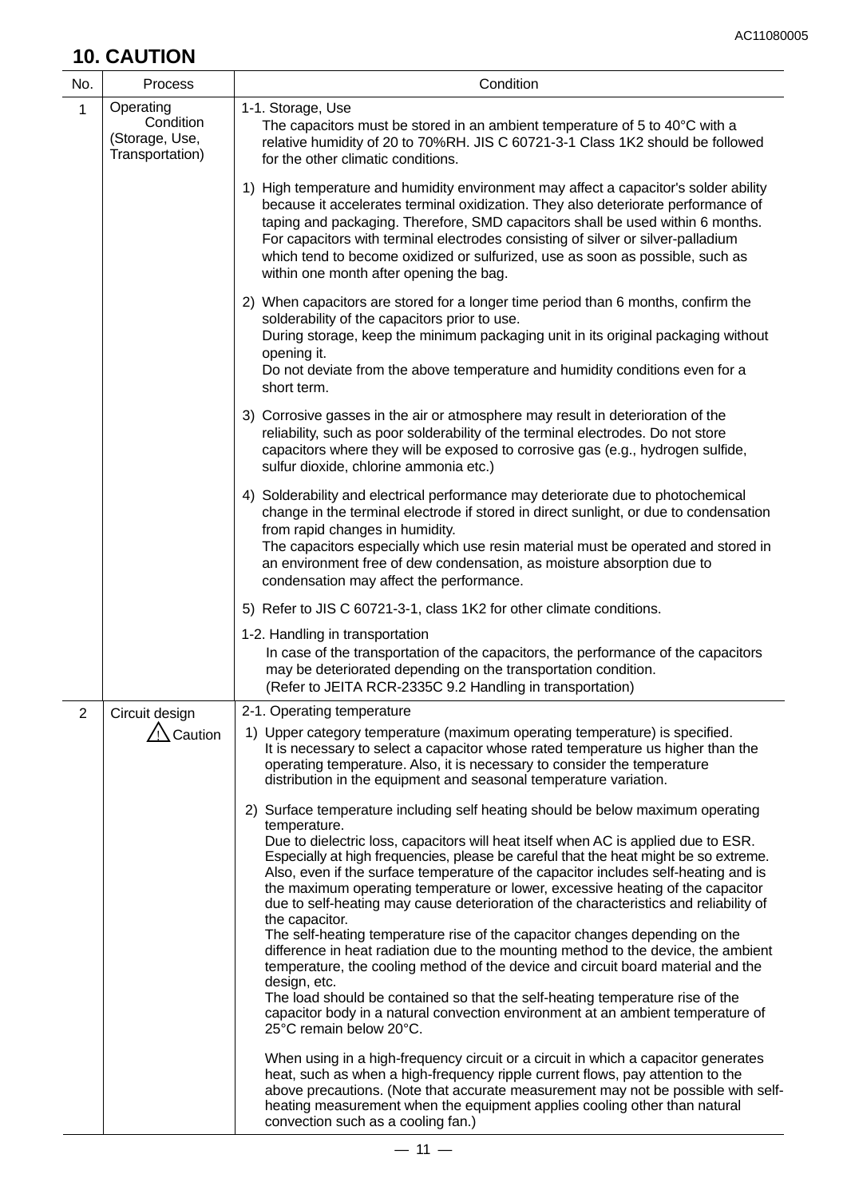## 10. CAUTION

| No. | Process | Condition |
|---|---|---|
| 1 | Operating Condition (Storage, Use, Transportation) | 1-1. Storage, Use<br>The capacitors must be stored in an ambient temperature of 5 to 40°C with a relative humidity of 20 to 70%RH. JIS C 60721-3-1 Class 1K2 should be followed for the other climatic conditions.<br><br>1) High temperature and humidity environment may affect a capacitor's solder ability because it accelerates terminal oxidization. They also deteriorate performance of taping and packaging. Therefore, SMD capacitors shall be used within 6 months. For capacitors with terminal electrodes consisting of silver or silver-palladium which tend to become oxidized or sulfurized, use as soon as possible, such as within one month after opening the bag.<br><br>2) When capacitors are stored for a longer time period than 6 months, confirm the solderability of the capacitors prior to use.<br>During storage, keep the minimum packaging unit in its original packaging without opening it.<br>Do not deviate from the above temperature and humidity conditions even for a short term.<br><br>3) Corrosive gasses in the air or atmosphere may result in deterioration of the reliability, such as poor solderability of the terminal electrodes. Do not store capacitors where they will be exposed to corrosive gas (e.g., hydrogen sulfide, sulfur dioxide, chlorine ammonia etc.)<br><br>4) Solderability and electrical performance may deteriorate due to photochemical change in the terminal electrode if stored in direct sunlight, or due to condensation from rapid changes in humidity.<br>The capacitors especially which use resin material must be operated and stored in an environment free of dew condensation, as moisture absorption due to condensation may affect the performance.<br><br>5) Refer to JIS C 60721-3-1, class 1K2 for other climate conditions.<br><br>1-2. Handling in transportation<br>In case of the transportation of the capacitors, the performance of the capacitors may be deteriorated depending on the transportation condition.<br>(Refer to JEITA RCR-2335C 9.2 Handling in transportation) |
| 2 | Circuit design<br>⚠ Caution | 2-1. Operating temperature<br>1) Upper category temperature (maximum operating temperature) is specified.<br>It is necessary to select a capacitor whose rated temperature us higher than the operating temperature. Also, it is necessary to consider the temperature distribution in the equipment and seasonal temperature variation.<br><br>2) Surface temperature including self heating should be below maximum operating temperature.<br>Due to dielectric loss, capacitors will heat itself when AC is applied due to ESR. Especially at high frequencies, please be careful that the heat might be so extreme. Also, even if the surface temperature of the capacitor includes self-heating and is the maximum operating temperature or lower, excessive heating of the capacitor due to self-heating may cause deterioration of the characteristics and reliability of the capacitor.<br>The self-heating temperature rise of the capacitor changes depending on the difference in heat radiation due to the mounting method to the device, the ambient temperature, the cooling method of the device and circuit board material and the design, etc.<br>The load should be contained so that the self-heating temperature rise of the capacitor body in a natural convection environment at an ambient temperature of 25°C remain below 20°C.<br><br>When using in a high-frequency circuit or a circuit in which a capacitor generates heat, such as when a high-frequency ripple current flows, pay attention to the above precautions. (Note that accurate measurement may not be possible with self-heating measurement when the equipment applies cooling other than natural convection such as a cooling fan.) |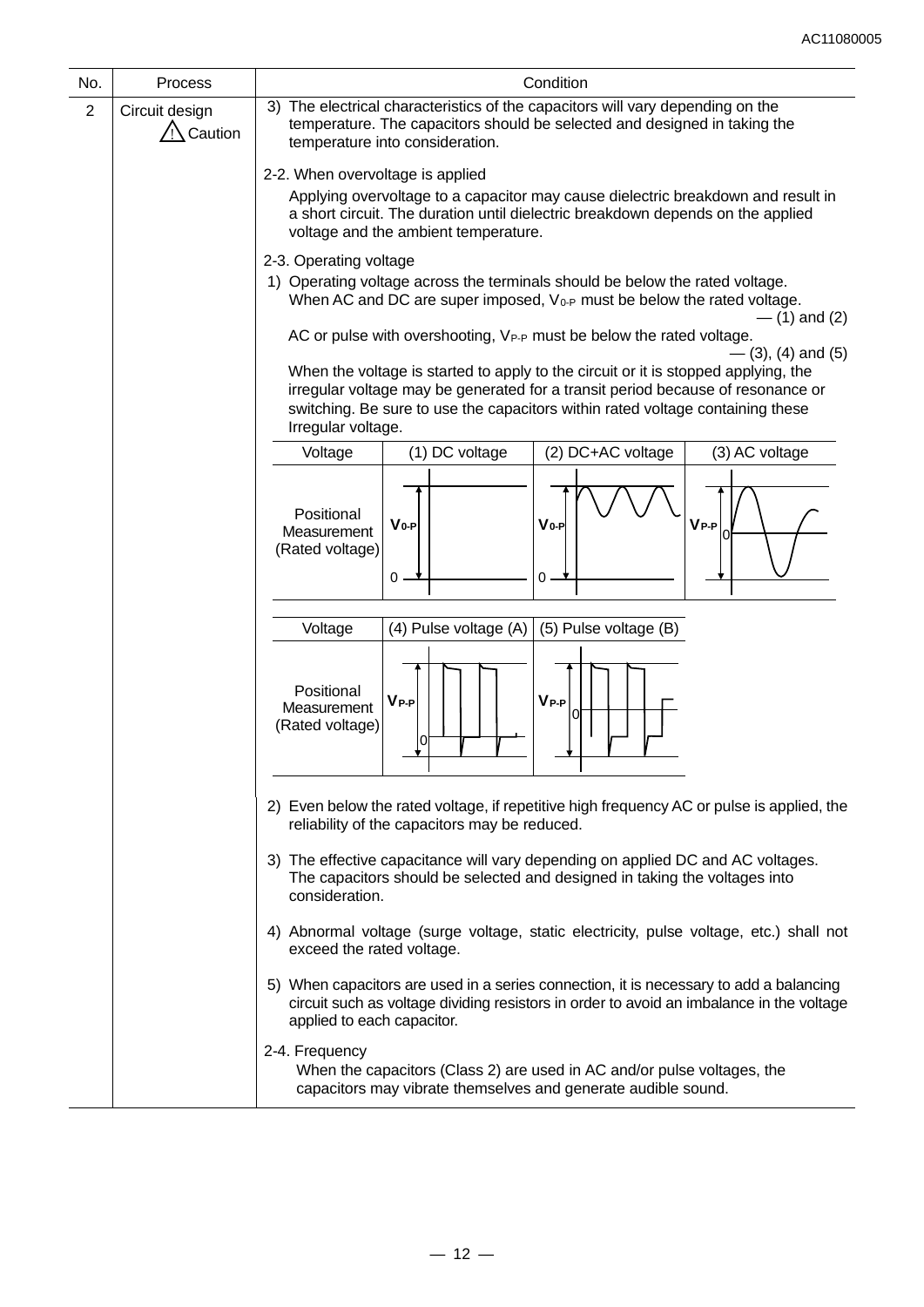| No. | Process | Condition |
|---|---|---|
| 2 | Circuit design ⚠ Caution | 3) The electrical characteristics of the capacitors will vary depending on the temperature. The capacitors should be selected and designed in taking the temperature into consideration. |

**2-2. When overvoltage is applied**

Applying overvoltage to a capacitor may cause dielectric breakdown and result in a short circuit. The duration until dielectric breakdown depends on the applied voltage and the ambient temperature.

**2-3. Operating voltage**

1) Operating voltage across the terminals should be below the rated voltage.
   When AC and DC are super imposed, $V_{0\text{-}P}$ must be below the rated voltage. — (1) and (2)
   AC or pulse with overshooting, $V_{P\text{-}P}$ must be below the rated voltage. — (3), (4) and (5)
   When the voltage is started to apply to the circuit or it is stopped applying, the irregular voltage may be generated for a transit period because of resonance or switching. Be sure to use the capacitors within rated voltage containing these Irregular voltage.

| Voltage | (1) DC voltage | (2) DC+AC voltage | (3) AC voltage |
|---|---|---|---|
| Positional Measurement (Rated voltage) | $V_{0\text{-}P}$ | $V_{0\text{-}P}$ | $V_{P\text{-}P}$ |

| Voltage | (4) Pulse voltage (A) | (5) Pulse voltage (B) |
|---|---|---|
| Positional Measurement (Rated voltage) | $V_{P\text{-}P}$ | $V_{P\text{-}P}$ |

2) Even below the rated voltage, if repetitive high frequency AC or pulse is applied, the reliability of the capacitors may be reduced.

3) The effective capacitance will vary depending on applied DC and AC voltages. The capacitors should be selected and designed in taking the voltages into consideration.

4) Abnormal voltage (surge voltage, static electricity, pulse voltage, etc.) shall not exceed the rated voltage.

5) When capacitors are used in a series connection, it is necessary to add a balancing circuit such as voltage dividing resistors in order to avoid an imbalance in the voltage applied to each capacitor.

**2-4. Frequency**

When the capacitors (Class 2) are used in AC and/or pulse voltages, the capacitors may vibrate themselves and generate audible sound.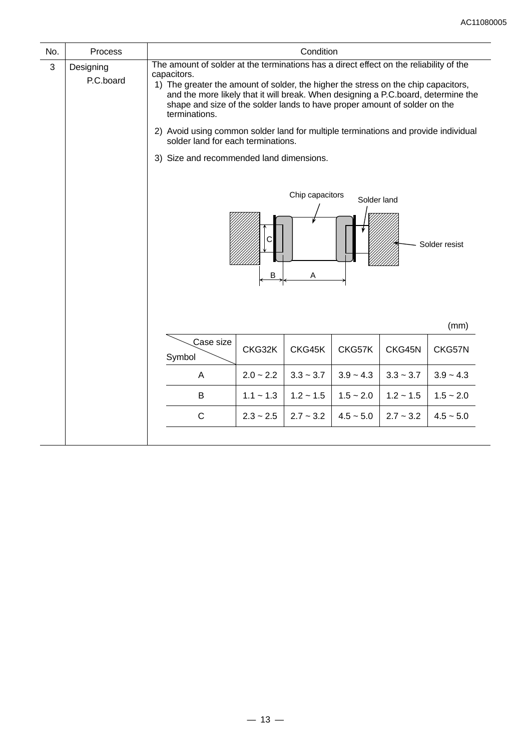| No. | Process | Condition |
|---|---|---|
| 3 | Designing P.C.board | The amount of solder at the terminations has a direct effect on the reliability of the capacitors.<br>1) The greater the amount of solder, the higher the stress on the chip capacitors, and the more likely that it will break. When designing a P.C.board, determine the shape and size of the solder lands to have proper amount of solder on the terminations.<br>2) Avoid using common solder land for multiple terminations and provide individual solder land for each terminations.<br>3) Size and recommended land dimensions. |

Chip capacitors — Solder land — Solder resist

(mm)

| Symbol \ Case size | CKG32K | CKG45K | CKG57K | CKG45N | CKG57N |
|---|---|---|---|---|---|
| A | 2.0 ~ 2.2 | 3.3 ~ 3.7 | 3.9 ~ 4.3 | 3.3 ~ 3.7 | 3.9 ~ 4.3 |
| B | 1.1 ~ 1.3 | 1.2 ~ 1.5 | 1.5 ~ 2.0 | 1.2 ~ 1.5 | 1.5 ~ 2.0 |
| C | 2.3 ~ 2.5 | 2.7 ~ 3.2 | 4.5 ~ 5.0 | 2.7 ~ 3.2 | 4.5 ~ 5.0 |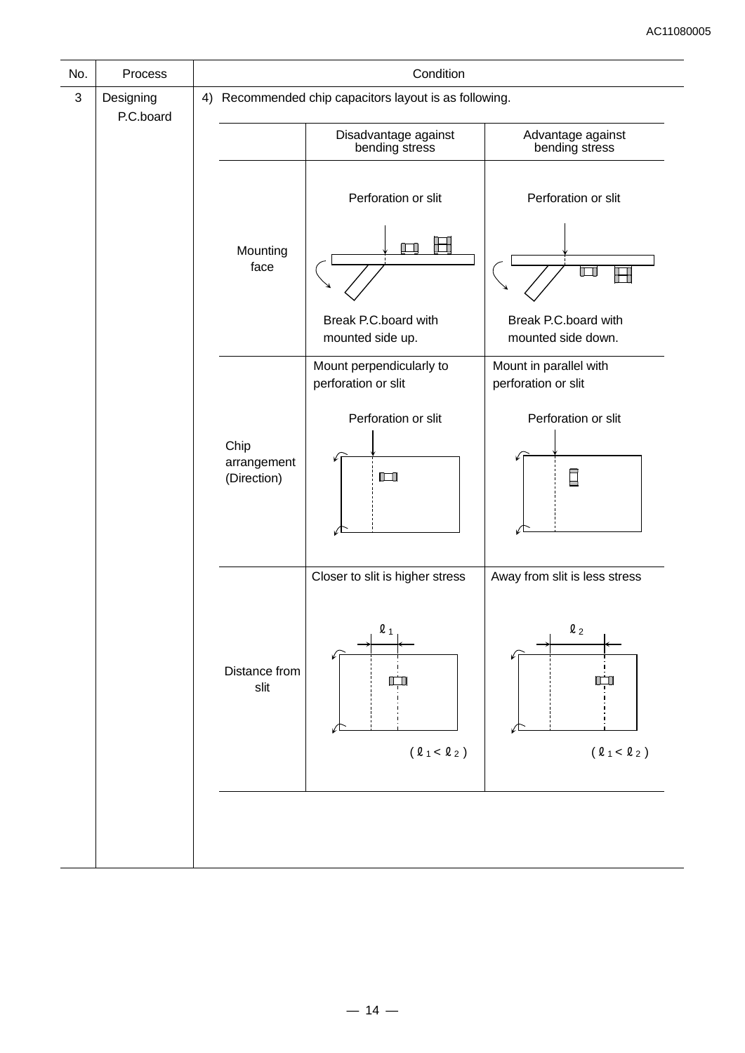| No. | Process | Condition |
|---|---|---|
| 3 | Designing P.C.board | 4) Recommended chip capacitors layout is as following. |

| | Disadvantage against bending stress | Advantage against bending stress |
|---|---|---|
| Mounting face | Perforation or slit<br>Break P.C.board with mounted side up. | Perforation or slit<br>Break P.C.board with mounted side down. |
| Chip arrangement (Direction) | Mount perpendicularly to perforation or slit<br>Perforation or slit | Mount in parallel with perforation or slit<br>Perforation or slit |
| Distance from slit | Closer to slit is higher stress<br>$\ell_1$<br>( $\ell_1 < \ell_2$ ) | Away from slit is less stress<br>$\ell_2$<br>( $\ell_1 < \ell_2$ ) |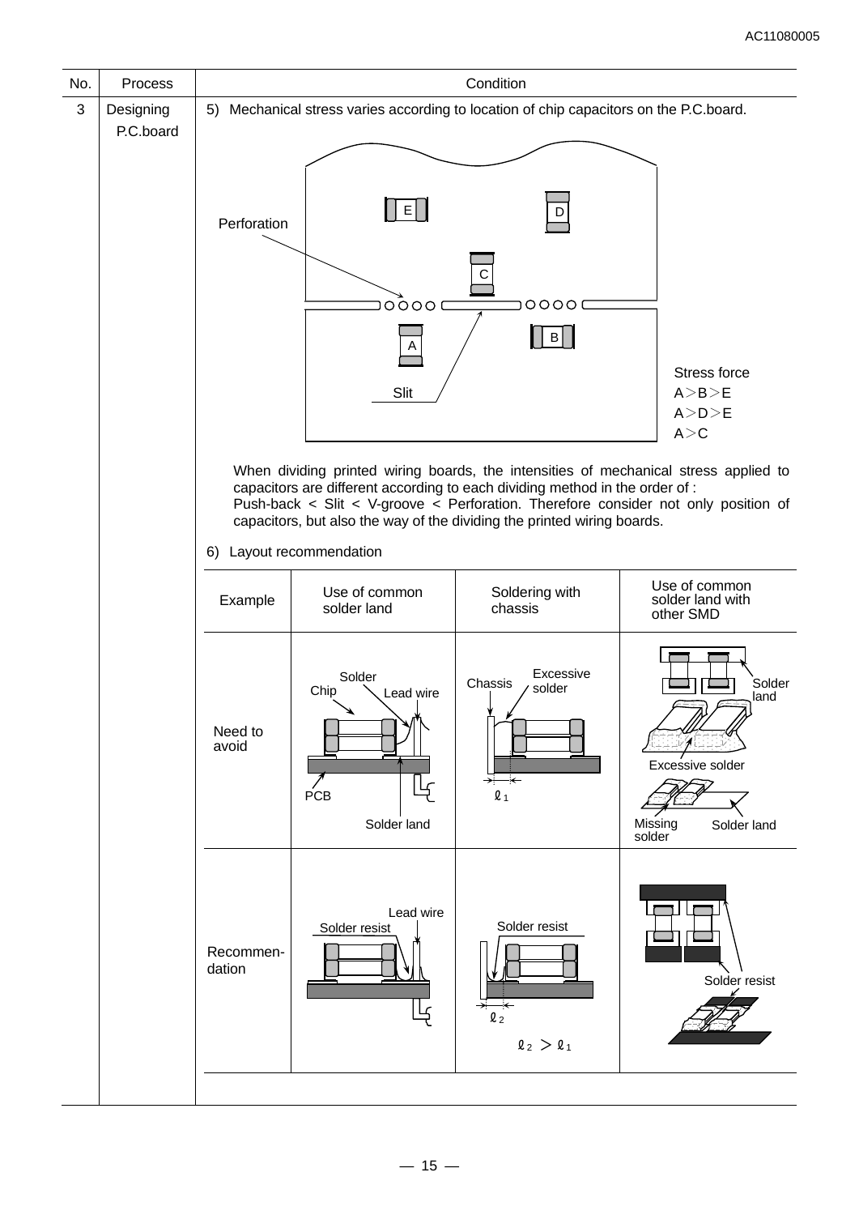| No. | Process | Condition |
|---|---|---|
| 3 | Designing P.C.board | 5) Mechanical stress varies according to location of chip capacitors on the P.C.board. |

Perforation

E D C A B

Slit

Stress force
A＞B＞E
A＞D＞E
A＞C

When dividing printed wiring boards, the intensities of mechanical stress applied to capacitors are different according to each dividing method in the order of :
Push-back < Slit < V-groove < Perforation. Therefore consider not only position of capacitors, but also the way of the dividing the printed wiring boards.

6) Layout recommendation

| Example | Use of common solder land | Soldering with chassis | Use of common solder land with other SMD |
|---|---|---|---|
| Need to avoid | Solder, Chip, Lead wire, PCB, Solder land | Chassis, Excessive solder, $\ell_1$ | Solder land, Excessive solder, Missing solder, Solder land |
| Recommen-dation | Lead wire, Solder resist | Solder resist, $\ell_2$, $\ell_2 > \ell_1$ | Solder resist |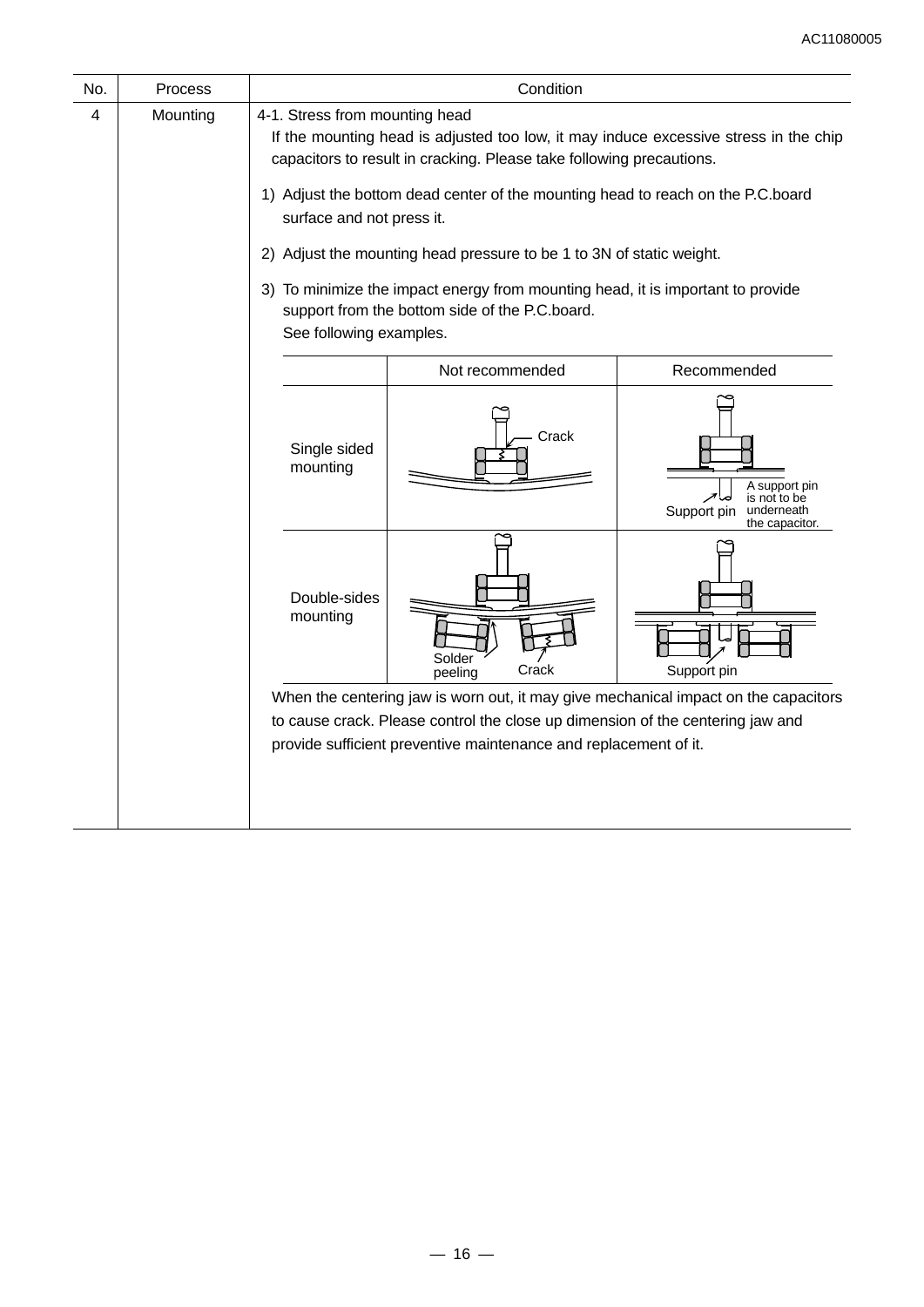| No. | Process | Condition |
|---|---|---|
| 4 | Mounting | 4-1. Stress from mounting head<br>If the mounting head is adjusted too low, it may induce excessive stress in the chip capacitors to result in cracking. Please take following precautions.<br>1) Adjust the bottom dead center of the mounting head to reach on the P.C.board surface and not press it.<br>2) Adjust the mounting head pressure to be 1 to 3N of static weight.<br>3) To minimize the impact energy from mounting head, it is important to provide support from the bottom side of the P.C.board.<br>See following examples. |

| | Not recommended | Recommended |
|---|---|---|
| Single sided mounting | Crack | Support pin<br>A support pin is not to be underneath the capacitor. |
| Double-sides mounting | Solder peeling<br>Crack | Support pin |

When the centering jaw is worn out, it may give mechanical impact on the capacitors to cause crack. Please control the close up dimension of the centering jaw and provide sufficient preventive maintenance and replacement of it.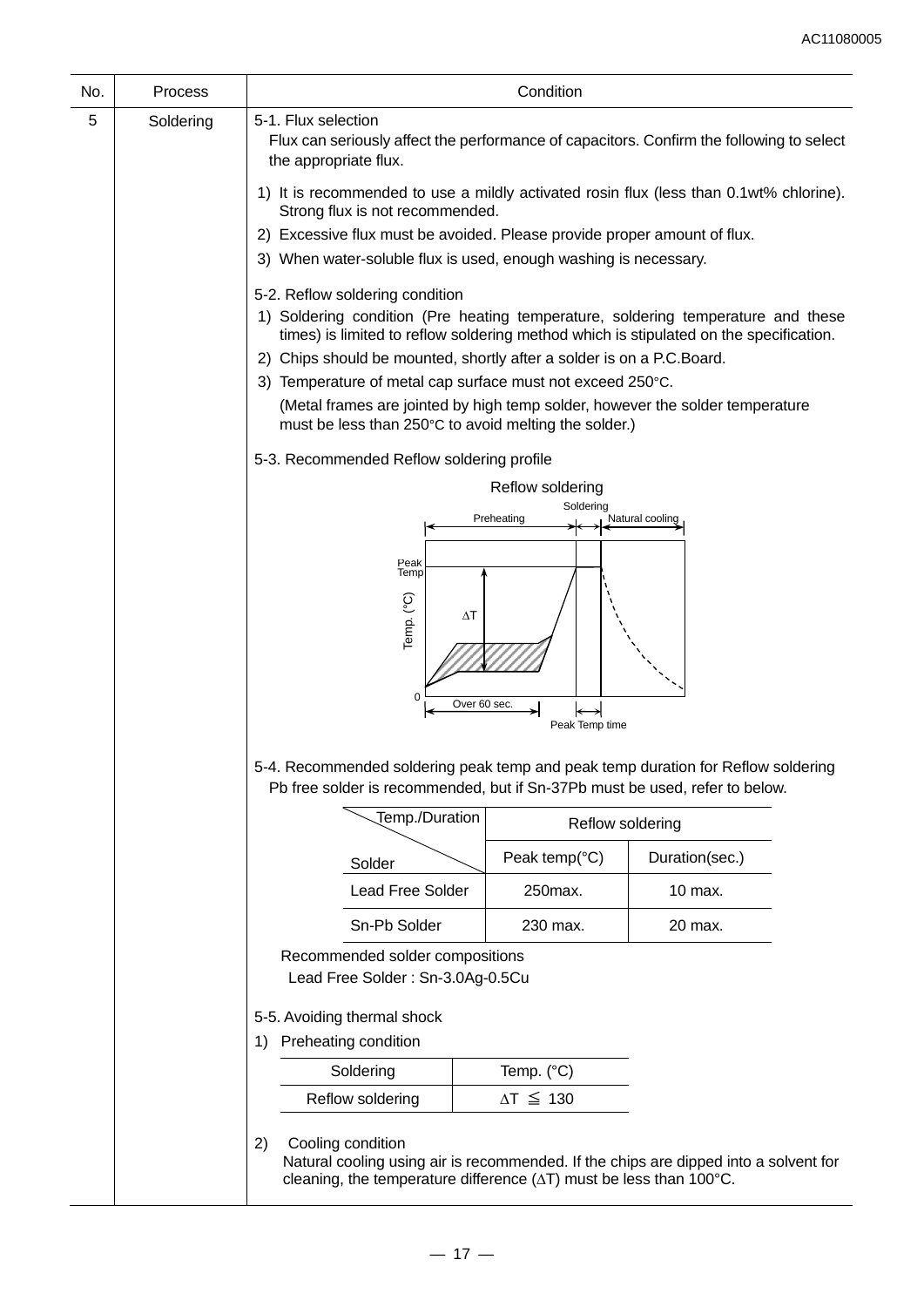| No. | Process | Condition |
|---|---|---|
| 5 | Soldering | |

**5-1. Flux selection**

Flux can seriously affect the performance of capacitors. Confirm the following to select the appropriate flux.

1) It is recommended to use a mildly activated rosin flux (less than 0.1wt% chlorine). Strong flux is not recommended.
2) Excessive flux must be avoided. Please provide proper amount of flux.
3) When water-soluble flux is used, enough washing is necessary.

**5-2. Reflow soldering condition**

1) Soldering condition (Pre heating temperature, soldering temperature and these times) is limited to reflow soldering method which is stipulated on the specification.
2) Chips should be mounted, shortly after a solder is on a P.C.Board.
3) Temperature of metal cap surface must not exceed 250°C.

   (Metal frames are jointed by high temp solder, however the solder temperature must be less than 250°C to avoid melting the solder.)

**5-3. Recommended Reflow soldering profile**

Reflow soldering

Preheating | Soldering | Natural cooling

Peak Temp

Temp. (°C)

ΔT

0

Over 60 sec.

Peak Temp time

**5-4. Recommended soldering peak temp and peak temp duration for Reflow soldering**

Pb free solder is recommended, but if Sn-37Pb must be used, refer to below.

| Temp./Duration \ Solder | Reflow soldering | |
|---|---|---|
| | Peak temp(°C) | Duration(sec.) |
| Lead Free Solder | 250max. | 10 max. |
| Sn-Pb Solder | 230 max. | 20 max. |

Recommended solder compositions

Lead Free Solder : Sn-3.0Ag-0.5Cu

**5-5. Avoiding thermal shock**

1) Preheating condition

| Soldering | Temp. (°C) |
|---|---|
| Reflow soldering | $\Delta T \leqq 130$ |

2) Cooling condition

Natural cooling using air is recommended. If the chips are dipped into a solvent for cleaning, the temperature difference (ΔT) must be less than 100°C.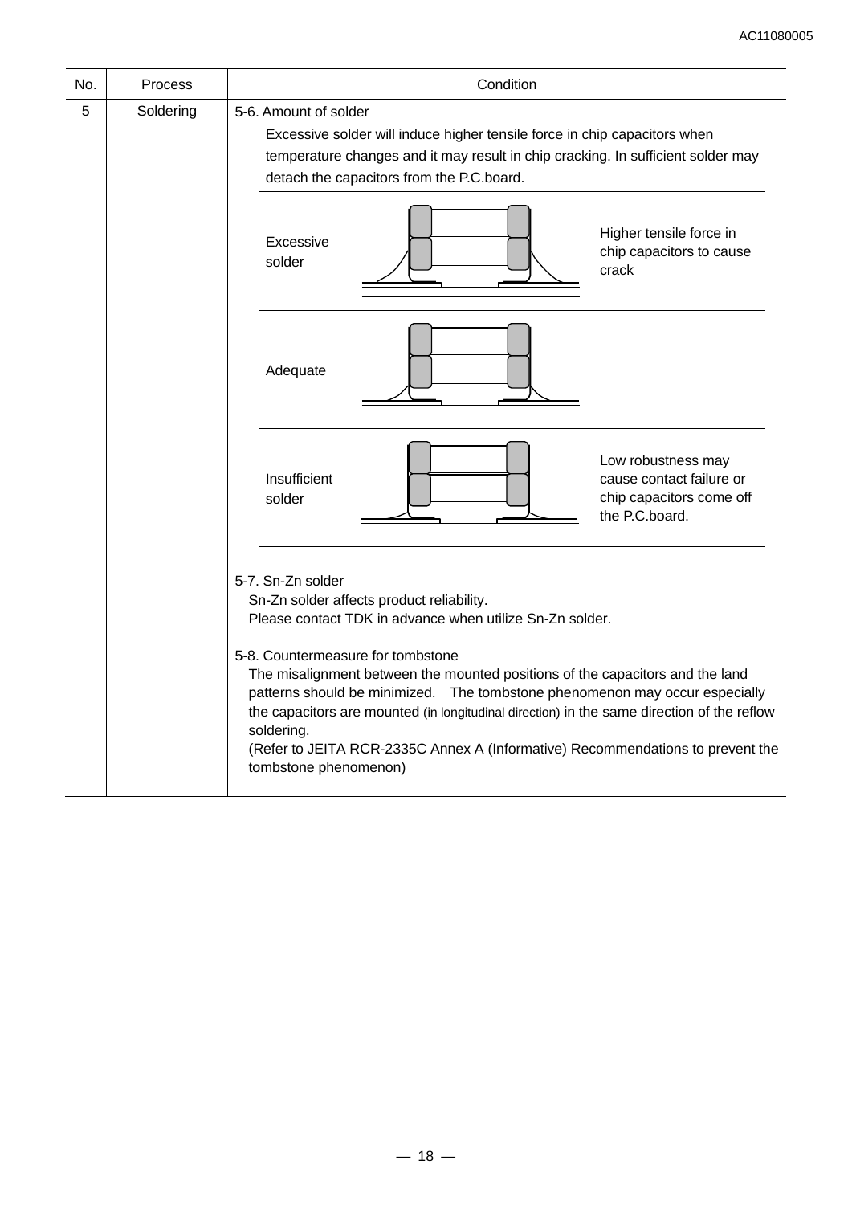| No. | Process | Condition |
|---|---|---|
| 5 | Soldering | 5-6. Amount of solder<br>Excessive solder will induce higher tensile force in chip capacitors when temperature changes and it may result in chip cracking. In sufficient solder may detach the capacitors from the P.C.board.<br><br>Excessive solder — Higher tensile force in chip capacitors to cause crack<br><br>Adequate<br><br>Insufficient solder — Low robustness may cause contact failure or chip capacitors come off the P.C.board.<br><br>5-7. Sn-Zn solder<br>Sn-Zn solder affects product reliability.<br>Please contact TDK in advance when utilize Sn-Zn solder.<br><br>5-8. Countermeasure for tombstone<br>The misalignment between the mounted positions of the capacitors and the land patterns should be minimized. The tombstone phenomenon may occur especially the capacitors are mounted (in longitudinal direction) in the same direction of the reflow soldering.<br>(Refer to JEITA RCR-2335C Annex A (Informative) Recommendations to prevent the tombstone phenomenon) |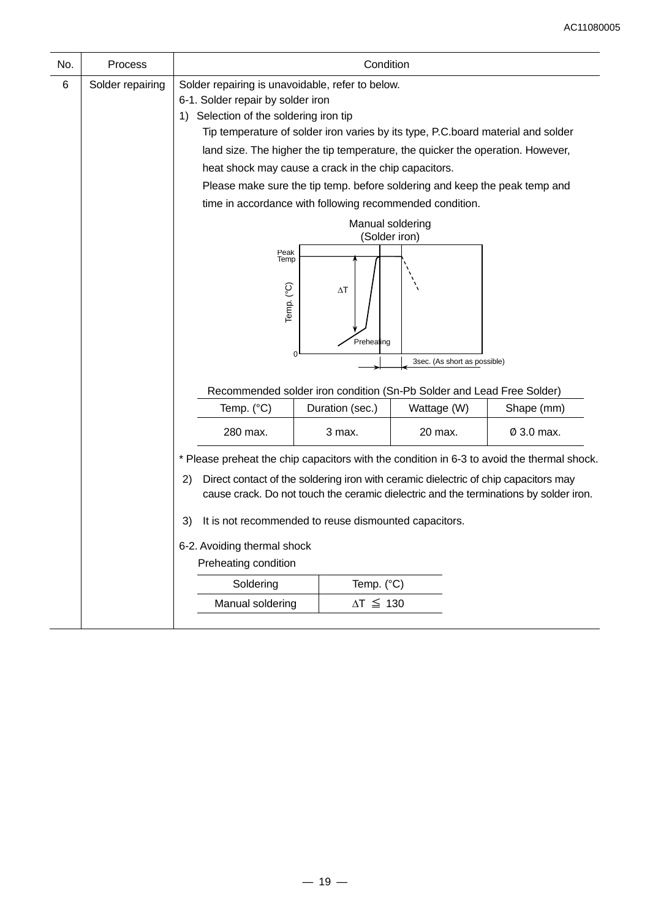| No. | Process | Condition |
|---|---|---|
| 6 | Solder repairing | Solder repairing is unavoidable, refer to below. |

6-1. Solder repair by solder iron

1) Selection of the soldering iron tip

Tip temperature of solder iron varies by its type, P.C.board material and solder land size. The higher the tip temperature, the quicker the operation. However, heat shock may cause a crack in the chip capacitors.

Please make sure the tip temp. before soldering and keep the peak temp and time in accordance with following recommended condition.

Manual soldering
(Solder iron)

Peak Temp

Temp. (°C)

$\Delta T$

Preheating

0

3sec. (As short as possible)

Recommended solder iron condition (Sn-Pb Solder and Lead Free Solder)

| Temp. (°C) | Duration (sec.) | Wattage (W) | Shape (mm) |
|---|---|---|---|
| 280 max. | 3 max. | 20 max. | Ø 3.0 max. |

* Please preheat the chip capacitors with the condition in 6-3 to avoid the thermal shock.

2) Direct contact of the soldering iron with ceramic dielectric of chip capacitors may cause crack. Do not touch the ceramic dielectric and the terminations by solder iron.

3) It is not recommended to reuse dismounted capacitors.

6-2. Avoiding thermal shock

Preheating condition

| Soldering | Temp. (°C) |
|---|---|
| Manual soldering | $\Delta T \leqq 130$ |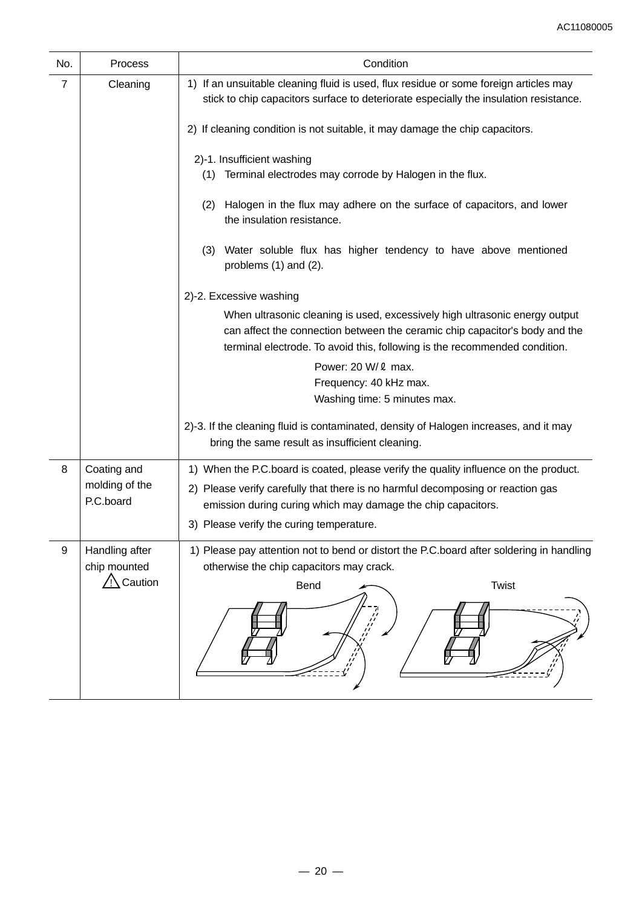| No. | Process | Condition |
|---|---|---|
| 7 | Cleaning | 1) If an unsuitable cleaning fluid is used, flux residue or some foreign articles may stick to chip capacitors surface to deteriorate especially the insulation resistance.<br><br>2) If cleaning condition is not suitable, it may damage the chip capacitors.<br><br>2)-1. Insufficient washing<br>(1) Terminal electrodes may corrode by Halogen in the flux.<br>(2) Halogen in the flux may adhere on the surface of capacitors, and lower the insulation resistance.<br>(3) Water soluble flux has higher tendency to have above mentioned problems (1) and (2).<br><br>2)-2. Excessive washing<br>When ultrasonic cleaning is used, excessively high ultrasonic energy output can affect the connection between the ceramic chip capacitor's body and the terminal electrode. To avoid this, following is the recommended condition.<br>Power: 20 W/ℓ max.<br>Frequency: 40 kHz max.<br>Washing time: 5 minutes max.<br><br>2)-3. If the cleaning fluid is contaminated, density of Halogen increases, and it may bring the same result as insufficient cleaning. |
| 8 | Coating and molding of the P.C.board | 1) When the P.C.board is coated, please verify the quality influence on the product.<br>2) Please verify carefully that there is no harmful decomposing or reaction gas emission during curing which may damage the chip capacitors.<br>3) Please verify the curing temperature. |
| 9 | Handling after chip mounted ⚠ Caution | 1) Please pay attention not to bend or distort the P.C.board after soldering in handling otherwise the chip capacitors may crack.<br>Bend Twist |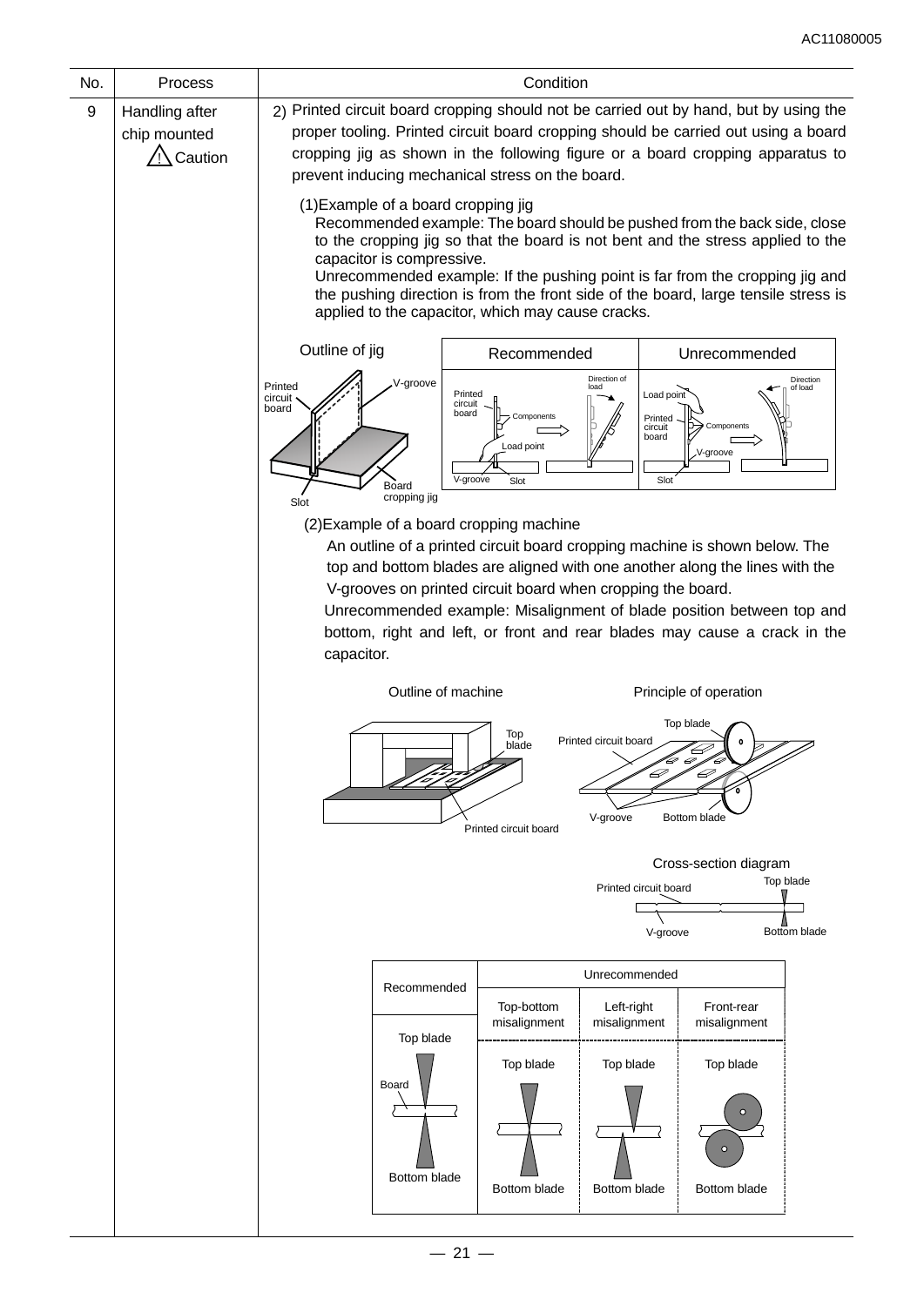| No. | Process | Condition |
|---|---|---|
| 9 | Handling after chip mounted ⚠ Caution | 2) Printed circuit board cropping should not be carried out by hand, but by using the proper tooling. Printed circuit board cropping should be carried out using a board cropping jig as shown in the following figure or a board cropping apparatus to prevent inducing mechanical stress on the board. |

(1)Example of a board cropping jig

Recommended example: The board should be pushed from the back side, close to the cropping jig so that the board is not bent and the stress applied to the capacitor is compressive.

Unrecommended example: If the pushing point is far from the cropping jig and the pushing direction is from the front side of the board, large tensile stress is applied to the capacitor, which may cause cracks.

Outline of jig: Printed circuit board, V-groove, Board cropping jig, Slot

| Recommended | Unrecommended |
|---|---|
| Printed circuit board, Components, Load point, V-groove, Slot, Direction of load | Load point, Printed circuit board, Components, V-groove, Slot, Direction of load |

(2)Example of a board cropping machine

An outline of a printed circuit board cropping machine is shown below. The top and bottom blades are aligned with one another along the lines with the V-grooves on printed circuit board when cropping the board.

Unrecommended example: Misalignment of blade position between top and bottom, right and left, or front and rear blades may cause a crack in the capacitor.

Outline of machine: Top blade, Printed circuit board

Principle of operation: Top blade, Printed circuit board, V-groove, Bottom blade

Cross-section diagram: Top blade, Printed circuit board, V-groove, Bottom blade

| Recommended | Unrecommended | | |
|---|---|---|---|
| | Top-bottom misalignment | Left-right misalignment | Front-rear misalignment |
| Top blade, Board, Bottom blade | Top blade, Bottom blade | Top blade, Bottom blade | Top blade, Bottom blade |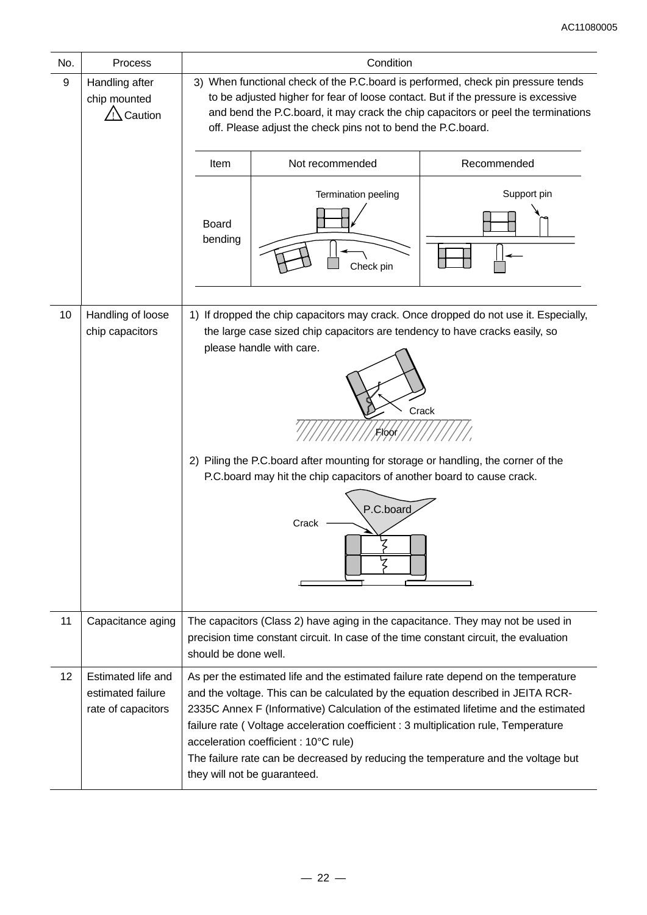| No. | Process | Condition |
|---|---|---|
| 9 | Handling after chip mounted ⚠ Caution | 3) When functional check of the P.C.board is performed, check pin pressure tends to be adjusted higher for fear of loose contact. But if the pressure is excessive and bend the P.C.board, it may crack the chip capacitors or peel the terminations off. Please adjust the check pins not to bend the P.C.board. |
| 10 | Handling of loose chip capacitors | 1) If dropped the chip capacitors may crack. Once dropped do not use it. Especially, the large case sized chip capacitors are tendency to have cracks easily, so please handle with care.<br><br>2) Piling the P.C.board after mounting for storage or handling, the corner of the P.C.board may hit the chip capacitors of another board to cause crack. |
| 11 | Capacitance aging | The capacitors (Class 2) have aging in the capacitance. They may not be used in precision time constant circuit. In case of the time constant circuit, the evaluation should be done well. |
| 12 | Estimated life and estimated failure rate of capacitors | As per the estimated life and the estimated failure rate depend on the temperature and the voltage. This can be calculated by the equation described in JEITA RCR-2335C Annex F (Informative) Calculation of the estimated lifetime and the estimated failure rate ( Voltage acceleration coefficient : 3 multiplication rule, Temperature acceleration coefficient : 10°C rule)<br>The failure rate can be decreased by reducing the temperature and the voltage but they will not be guaranteed. |

| Item | Not recommended | Recommended |
|---|---|---|
| Board bending | Termination peeling<br>Check pin | Support pin |

Crack
Floor

P.C.board
Crack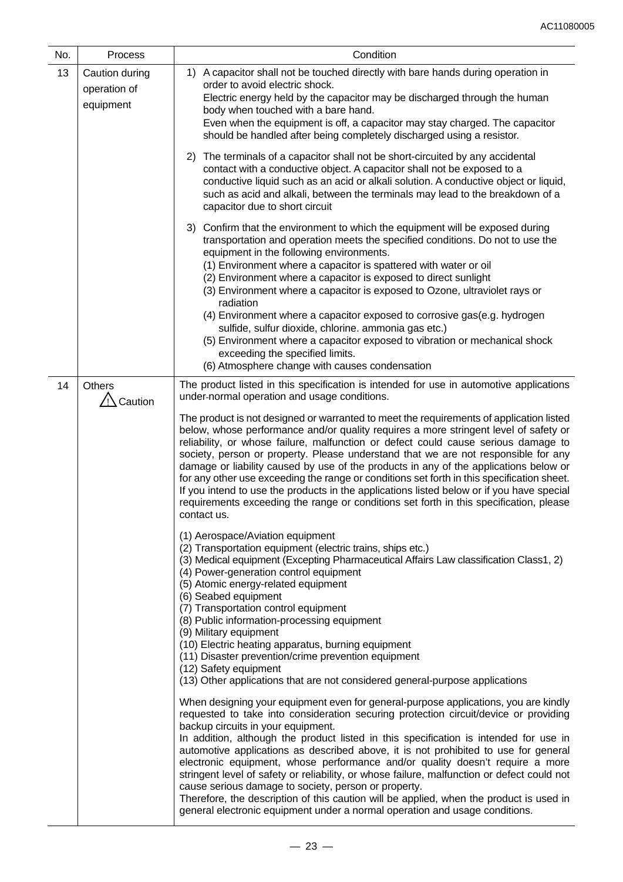| No. | Process | Condition |
|---|---|---|
| 13 | Caution during operation of equipment | 1) A capacitor shall not be touched directly with bare hands during operation in order to avoid electric shock.<br>Electric energy held by the capacitor may be discharged through the human body when touched with a bare hand.<br>Even when the equipment is off, a capacitor may stay charged. The capacitor should be handled after being completely discharged using a resistor.<br><br>2) The terminals of a capacitor shall not be short-circuited by any accidental contact with a conductive object. A capacitor shall not be exposed to a conductive liquid such as an acid or alkali solution. A conductive object or liquid, such as acid and alkali, between the terminals may lead to the breakdown of a capacitor due to short circuit<br><br>3) Confirm that the environment to which the equipment will be exposed during transportation and operation meets the specified conditions. Do not to use the equipment in the following environments.<br>(1) Environment where a capacitor is spattered with water or oil<br>(2) Environment where a capacitor is exposed to direct sunlight<br>(3) Environment where a capacitor is exposed to Ozone, ultraviolet rays or radiation<br>(4) Environment where a capacitor exposed to corrosive gas(e.g. hydrogen sulfide, sulfur dioxide, chlorine. ammonia gas etc.)<br>(5) Environment where a capacitor exposed to vibration or mechanical shock exceeding the specified limits.<br>(6) Atmosphere change with causes condensation |
| 14 | Others<br>⚠ Caution | The product listed in this specification is intended for use in automotive applications under-normal operation and usage conditions.<br><br>The product is not designed or warranted to meet the requirements of application listed below, whose performance and/or quality requires a more stringent level of safety or reliability, or whose failure, malfunction or defect could cause serious damage to society, person or property. Please understand that we are not responsible for any damage or liability caused by use of the products in any of the applications below or for any other use exceeding the range or conditions set forth in this specification sheet. If you intend to use the products in the applications listed below or if you have special requirements exceeding the range or conditions set forth in this specification, please contact us.<br><br>(1) Aerospace/Aviation equipment<br>(2) Transportation equipment (electric trains, ships etc.)<br>(3) Medical equipment (Excepting Pharmaceutical Affairs Law classification Class1, 2)<br>(4) Power-generation control equipment<br>(5) Atomic energy-related equipment<br>(6) Seabed equipment<br>(7) Transportation control equipment<br>(8) Public information-processing equipment<br>(9) Military equipment<br>(10) Electric heating apparatus, burning equipment<br>(11) Disaster prevention/crime prevention equipment<br>(12) Safety equipment<br>(13) Other applications that are not considered general-purpose applications<br><br>When designing your equipment even for general-purpose applications, you are kindly requested to take into consideration securing protection circuit/device or providing backup circuits in your equipment.<br>In addition, although the product listed in this specification is intended for use in automotive applications as described above, it is not prohibited to use for general electronic equipment, whose performance and/or quality doesn't require a more stringent level of safety or reliability, or whose failure, malfunction or defect could not cause serious damage to society, person or property.<br>Therefore, the description of this caution will be applied, when the product is used in general electronic equipment under a normal operation and usage conditions. |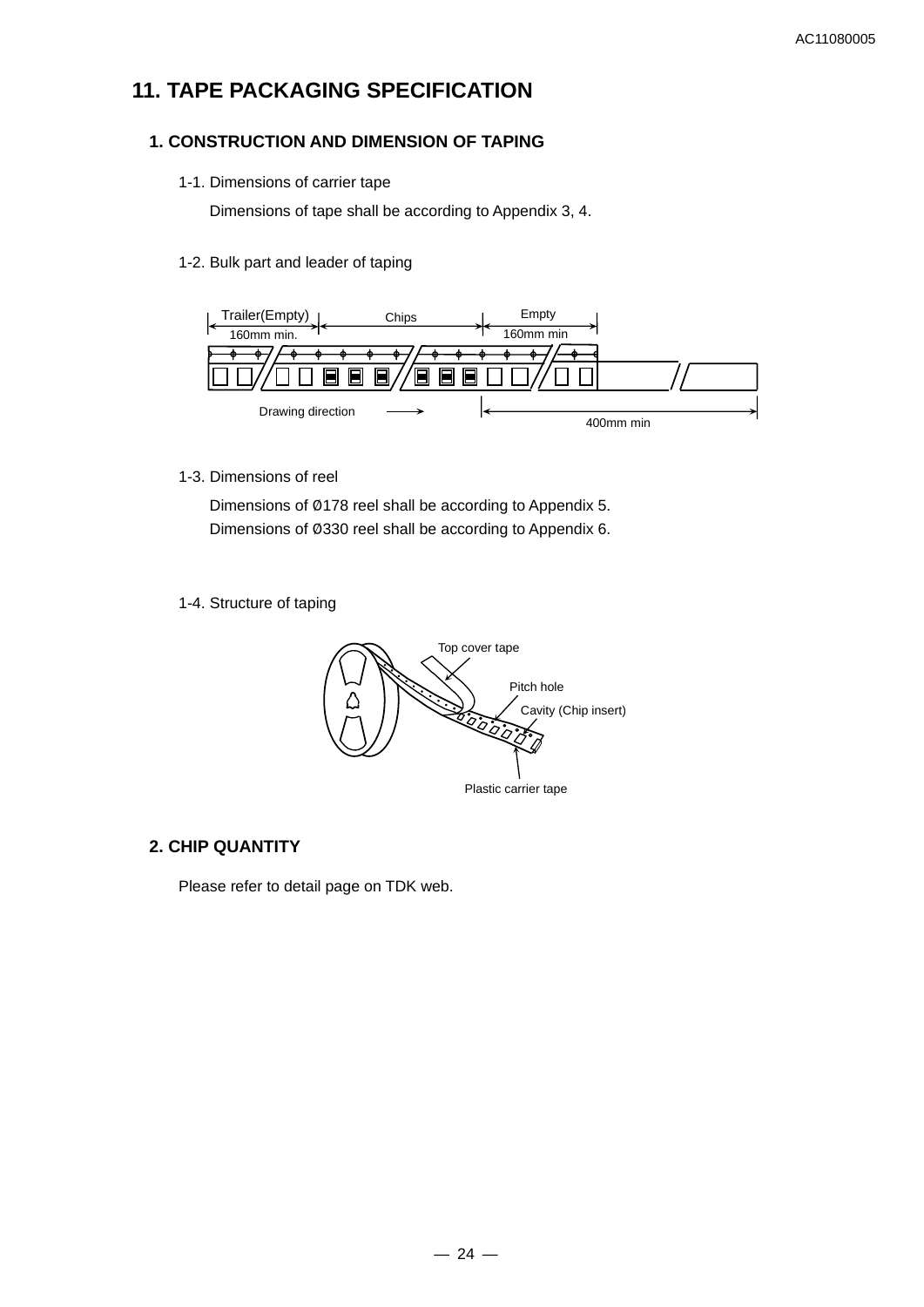# 11. TAPE PACKAGING SPECIFICATION

## 1. CONSTRUCTION AND DIMENSION OF TAPING

1-1. Dimensions of carrier tape

Dimensions of tape shall be according to Appendix 3, 4.

1-2. Bulk part and leader of taping

Trailer(Empty) 160mm min. | Chips | Empty 160mm min

Drawing direction → | 400mm min

1-3. Dimensions of reel

Dimensions of Ø178 reel shall be according to Appendix 5.
Dimensions of Ø330 reel shall be according to Appendix 6.

1-4. Structure of taping

Top cover tape
Pitch hole
Cavity (Chip insert)
Plastic carrier tape

## 2. CHIP QUANTITY

Please refer to detail page on TDK web.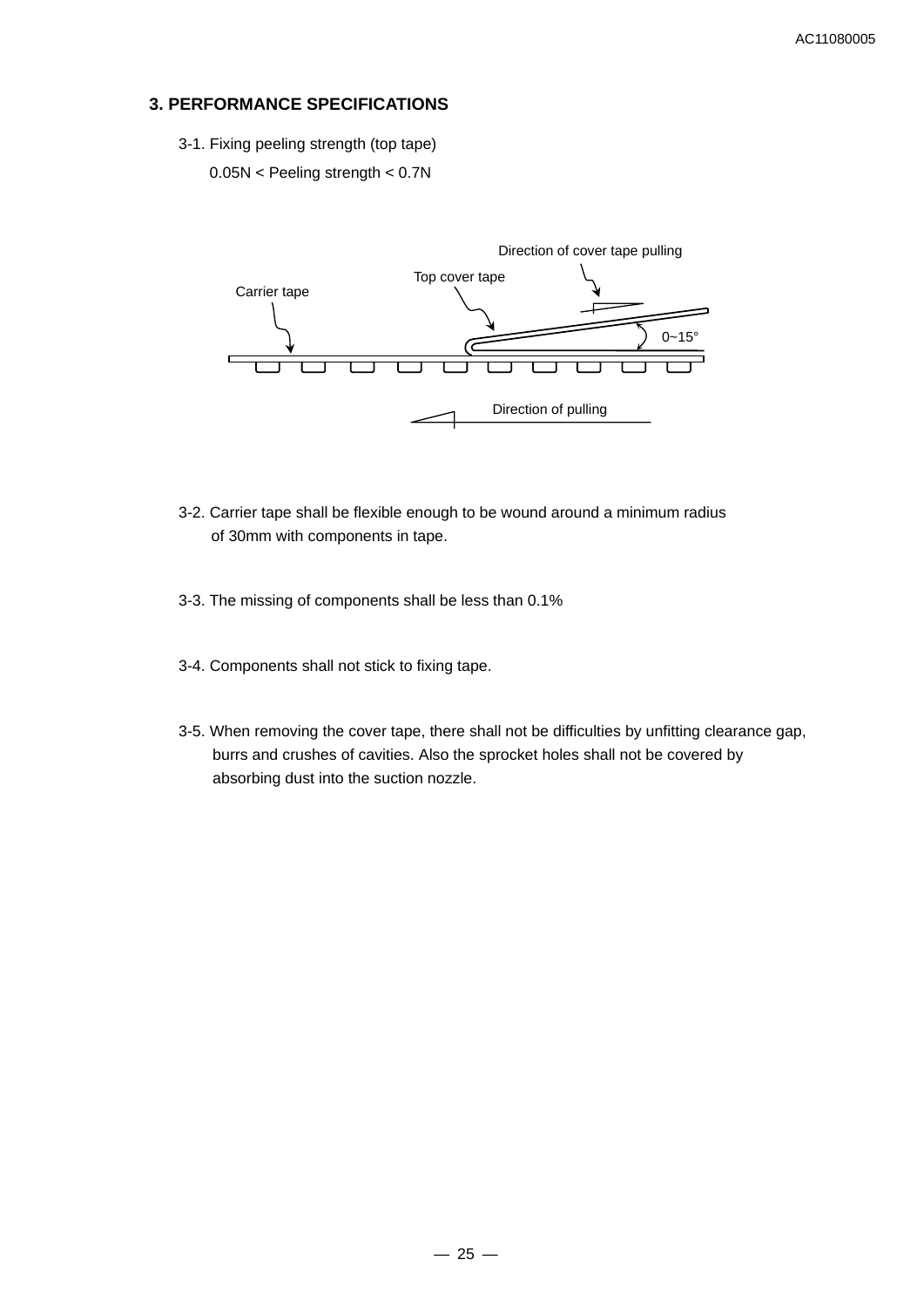## 3. PERFORMANCE SPECIFICATIONS

3-1. Fixing peeling strength (top tape)

$0.05N <$ Peeling strength $< 0.7N$

Direction of cover tape pulling

Top cover tape

Carrier tape

0~15°

Direction of pulling

3-2. Carrier tape shall be flexible enough to be wound around a minimum radius of 30mm with components in tape.

3-3. The missing of components shall be less than 0.1%

3-4. Components shall not stick to fixing tape.

3-5. When removing the cover tape, there shall not be difficulties by unfitting clearance gap, burrs and crushes of cavities. Also the sprocket holes shall not be covered by absorbing dust into the suction nozzle.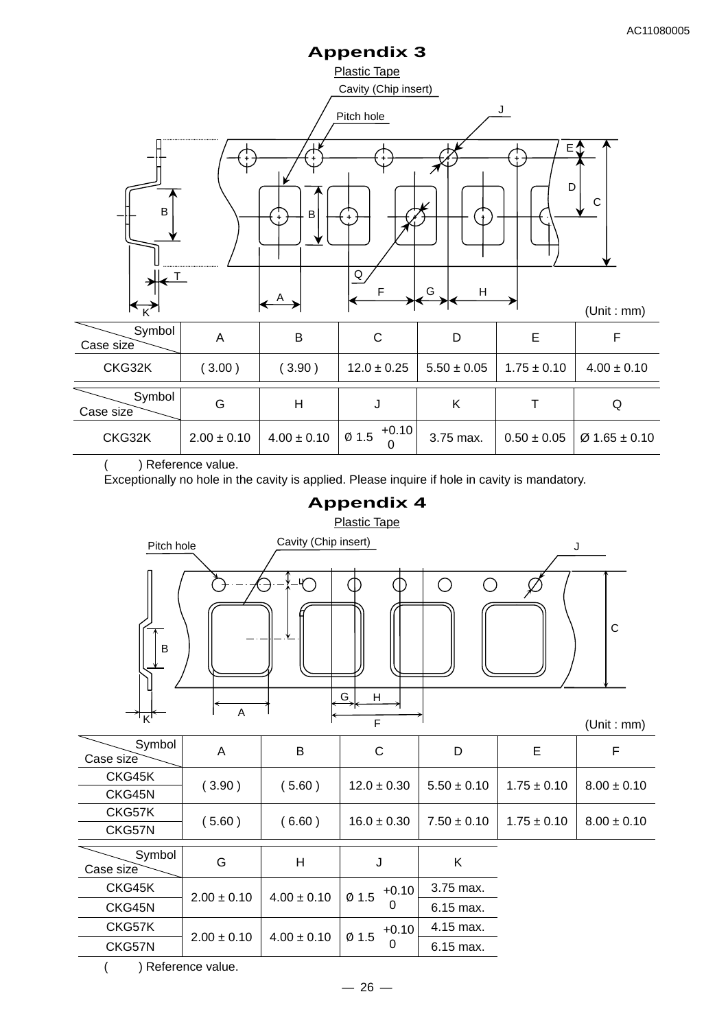## Appendix 3

Plastic Tape

(Unit : mm)

| Symbol / Case size | A | B | C | D | E | F |
|---|---|---|---|---|---|---|
| CKG32K | ( 3.00 ) | ( 3.90 ) | 12.0 ± 0.25 | 5.50 ± 0.05 | 1.75 ± 0.10 | 4.00 ± 0.10 |

| Symbol / Case size | G | H | J | K | T | Q |
|---|---|---|---|---|---|---|
| CKG32K | 2.00 ± 0.10 | 4.00 ± 0.10 | Ø 1.5 $^{+0.10}_{0}$ | 3.75 max. | 0.50 ± 0.05 | Ø 1.65 ± 0.10 |

( ) Reference value.

Exceptionally no hole in the cavity is applied. Please inquire if hole in cavity is mandatory.

## Appendix 4

Plastic Tape

(Unit : mm)

| Symbol / Case size | A | B | C | D | E | F |
|---|---|---|---|---|---|---|
| CKG45K | ( 3.90 ) | ( 5.60 ) | 12.0 ± 0.30 | 5.50 ± 0.10 | 1.75 ± 0.10 | 8.00 ± 0.10 |
| CKG45N | | | | | | |
| CKG57K | ( 5.60 ) | ( 6.60 ) | 16.0 ± 0.30 | 7.50 ± 0.10 | 1.75 ± 0.10 | 8.00 ± 0.10 |
| CKG57N | | | | | | |

| Symbol / Case size | G | H | J | K |
|---|---|---|---|---|
| CKG45K | 2.00 ± 0.10 | 4.00 ± 0.10 | Ø 1.5 $^{+0.10}_{0}$ | 3.75 max. |
| CKG45N | | | | 6.15 max. |
| CKG57K | 2.00 ± 0.10 | 4.00 ± 0.10 | Ø 1.5 $^{+0.10}_{0}$ | 4.15 max. |
| CKG57N | | | | 6.15 max. |

( ) Reference value.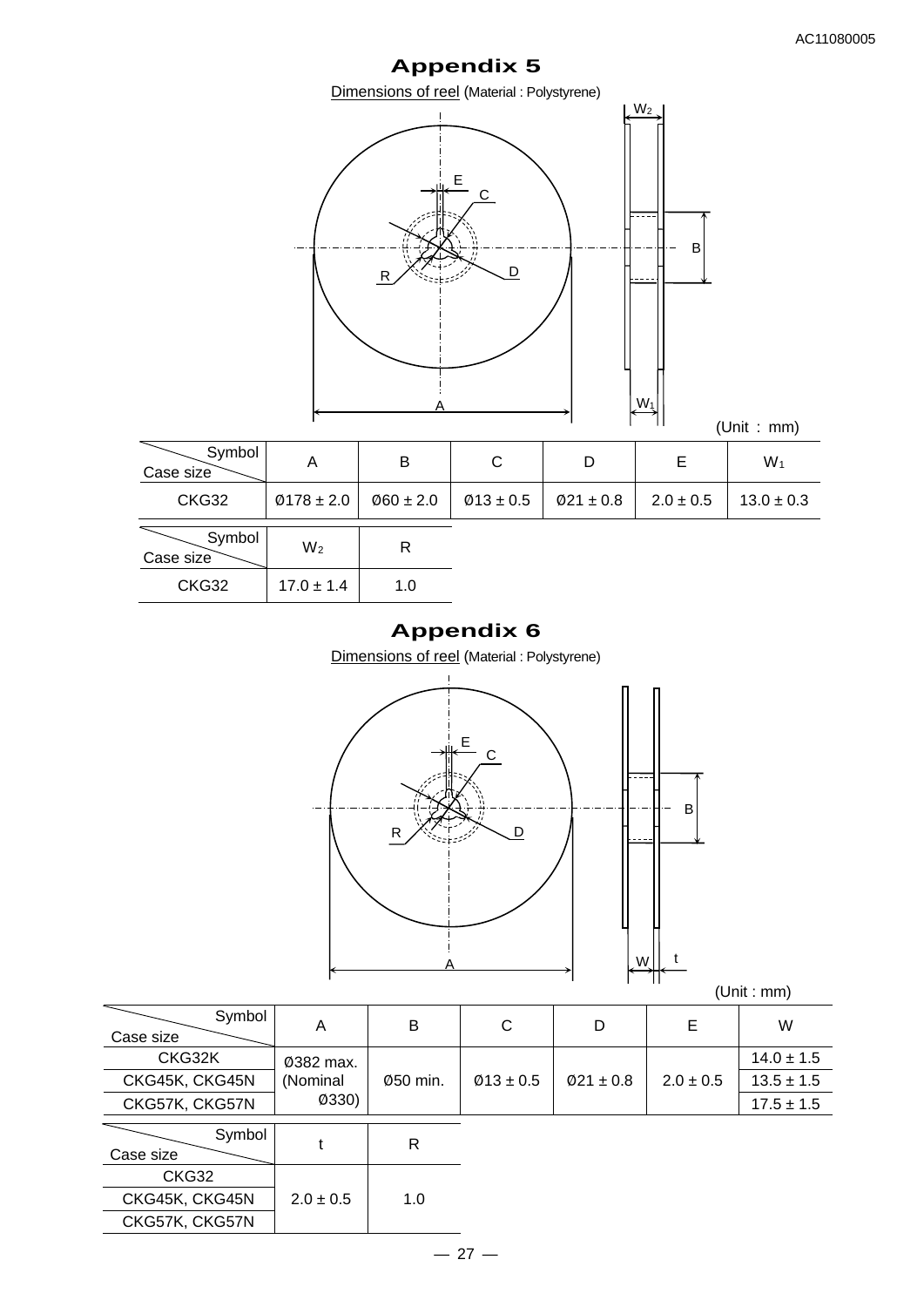# Appendix 5

Dimensions of reel (Material : Polystyrene)

W2

E

C

B

R

D

A

W1

(Unit : mm)

| Symbol / Case size | A | B | C | D | E | $W_1$ |
|---|---|---|---|---|---|---|
| CKG32 | Ø178 ± 2.0 | Ø60 ± 2.0 | Ø13 ± 0.5 | Ø21 ± 0.8 | 2.0 ± 0.5 | 13.0 ± 0.3 |

| Symbol / Case size | $W_2$ | R |
|---|---|---|
| CKG32 | 17.0 ± 1.4 | 1.0 |

# Appendix 6

Dimensions of reel (Material : Polystyrene)

E

C

B

R

D

A

W

t

(Unit : mm)

| Symbol / Case size | A | B | C | D | E | W |
|---|---|---|---|---|---|---|
| CKG32K | Ø382 max. (Nominal Ø330) | Ø50 min. | Ø13 ± 0.5 | Ø21 ± 0.8 | 2.0 ± 0.5 | 14.0 ± 1.5 |
| CKG45K, CKG45N | | | | | | 13.5 ± 1.5 |
| CKG57K, CKG57N | | | | | | 17.5 ± 1.5 |

| Symbol / Case size | t | R |
|---|---|---|
| CKG32 | 2.0 ± 0.5 | 1.0 |
| CKG45K, CKG45N | | |
| CKG57K, CKG57N | | |